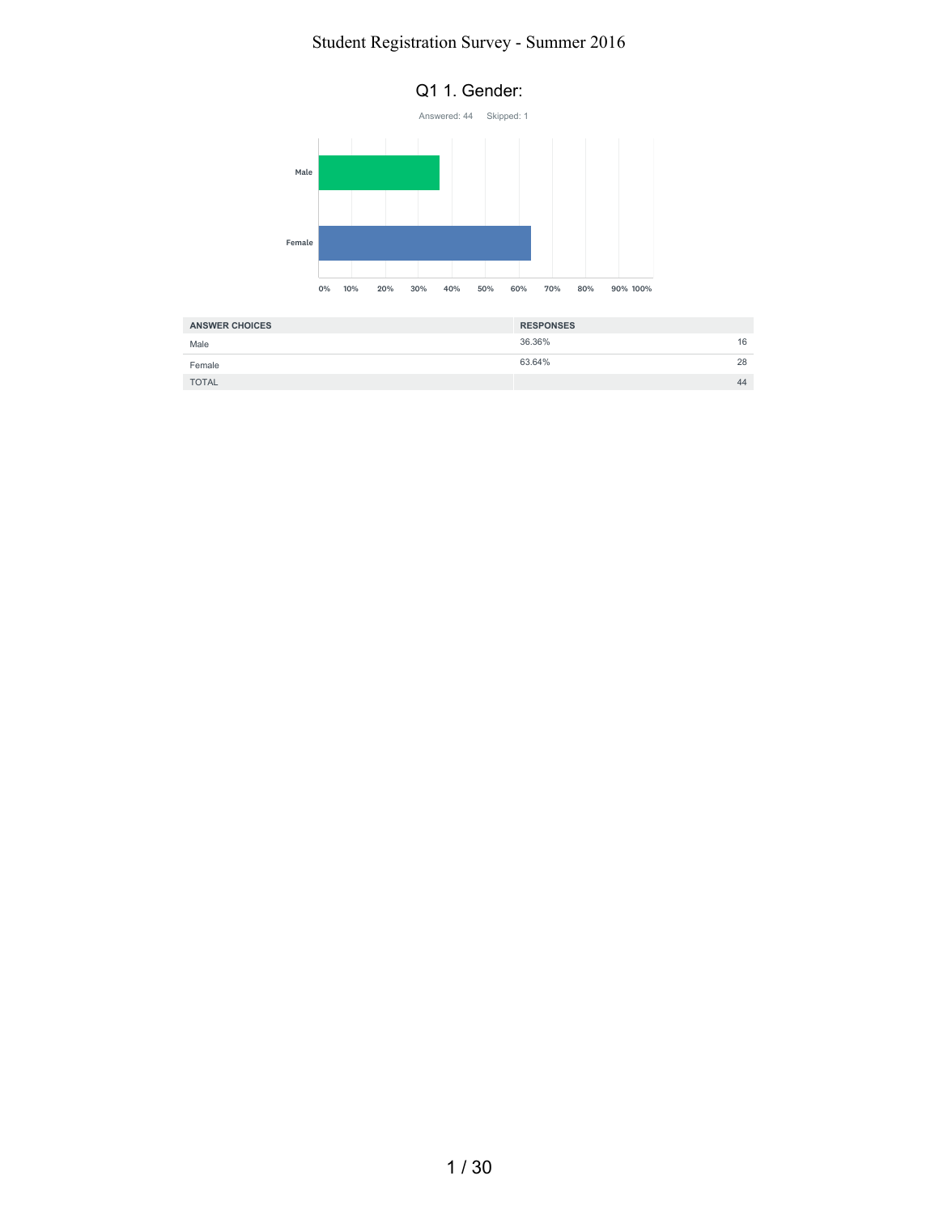# Student Registration Survey - Summer 2016

## Q1 1. Gender:

Answered: 44 Skipped: 1

Male

Female

0% 10% 20% 30% 40% 50% 60% 70% 80% 90% 100%

| ANSWER CHOICES | RESPONSES | |
|---|---|---|
| Male | 36.36% | 16 |
| Female | 63.64% | 28 |
| TOTAL | | 44 |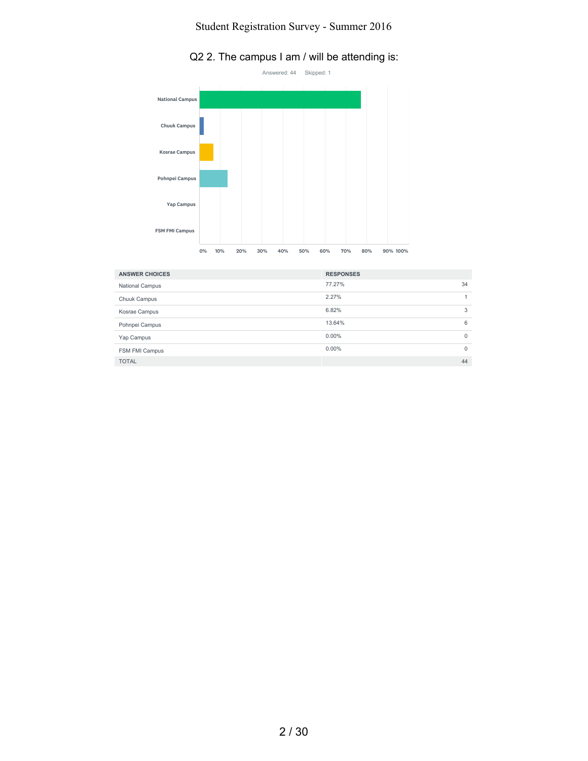## Q2 2. The campus I am / will be attending is:

Answered: 44 Skipped: 1

National Campus

Chuuk Campus

Kosrae Campus

Pohnpei Campus

Yap Campus

FSM FMI Campus

0% 10% 20% 30% 40% 50% 60% 70% 80% 90% 100%

| ANSWER CHOICES | RESPONSES | |
|---|---|---|
| National Campus | 77.27% | 34 |
| Chuuk Campus | 2.27% | 1 |
| Kosrae Campus | 6.82% | 3 |
| Pohnpei Campus | 13.64% | 6 |
| Yap Campus | 0.00% | 0 |
| FSM FMI Campus | 0.00% | 0 |
| TOTAL | | 44 |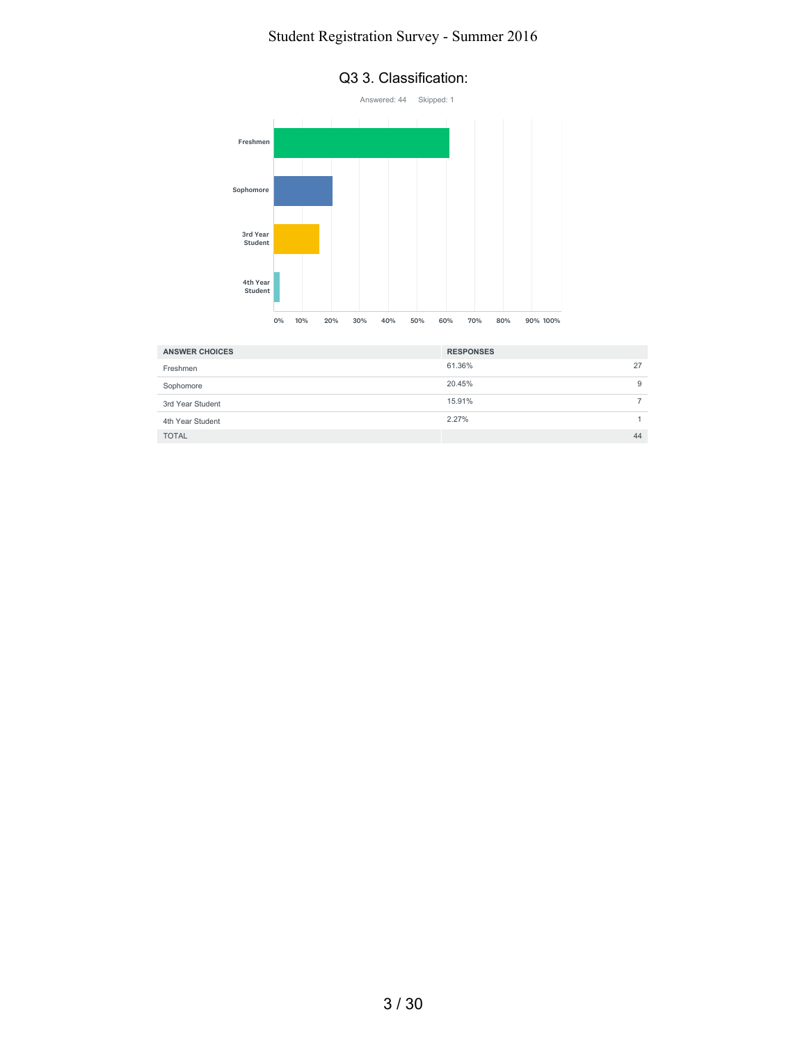## Q3 3. Classification:

Answered: 44 Skipped: 1

Freshmen

Sophomore

3rd Year Student

4th Year Student

0% 10% 20% 30% 40% 50% 60% 70% 80% 90% 100%

| ANSWER CHOICES | RESPONSES | |
|---|---|---|
| Freshmen | 61.36% | 27 |
| Sophomore | 20.45% | 9 |
| 3rd Year Student | 15.91% | 7 |
| 4th Year Student | 2.27% | 1 |
| TOTAL | | 44 |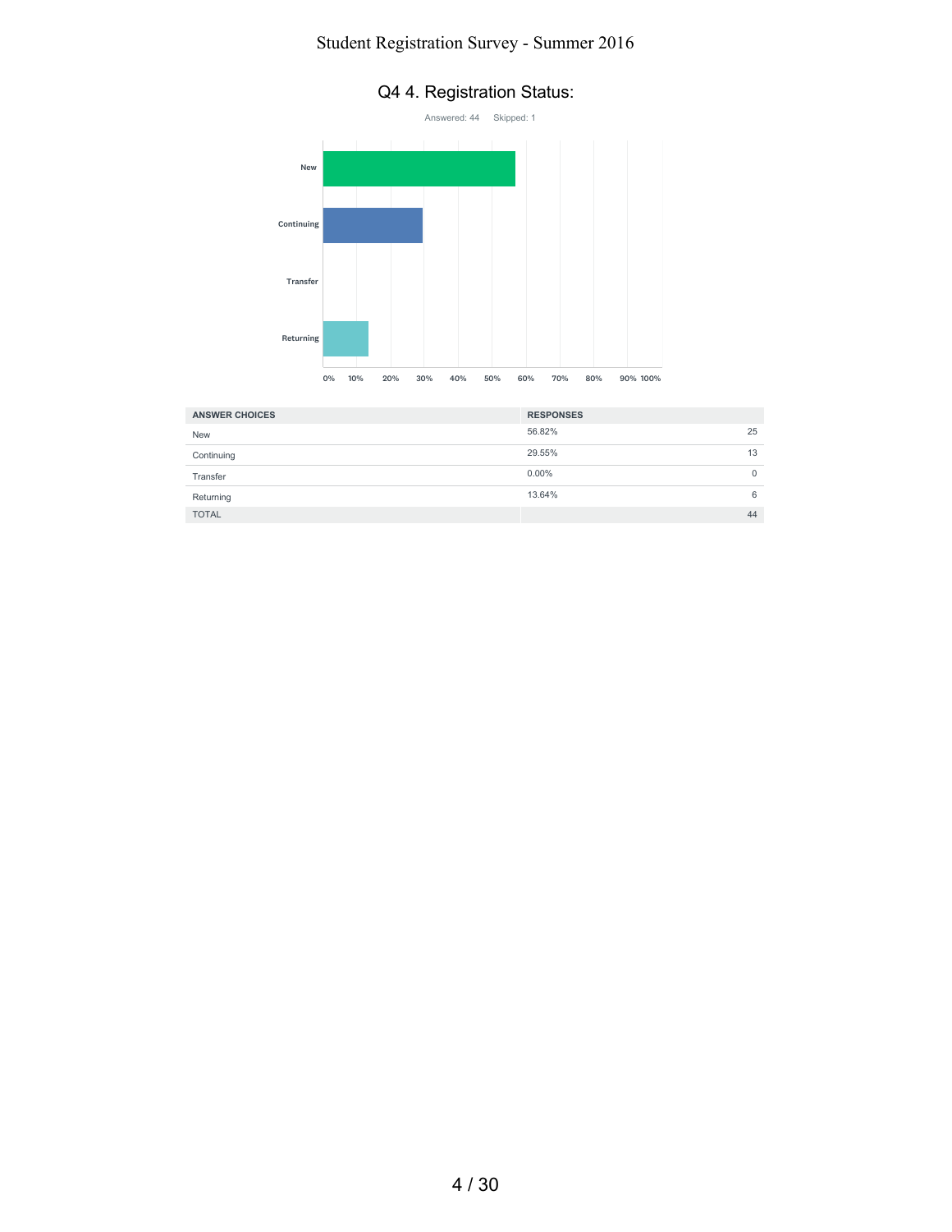## Q4 4. Registration Status:

Answered: 44 Skipped: 1

New
Continuing
Transfer
Returning

0% 10% 20% 30% 40% 50% 60% 70% 80% 90% 100%

| ANSWER CHOICES | RESPONSES | |
|---|---|---|
| New | 56.82% | 25 |
| Continuing | 29.55% | 13 |
| Transfer | 0.00% | 0 |
| Returning | 13.64% | 6 |
| TOTAL | | 44 |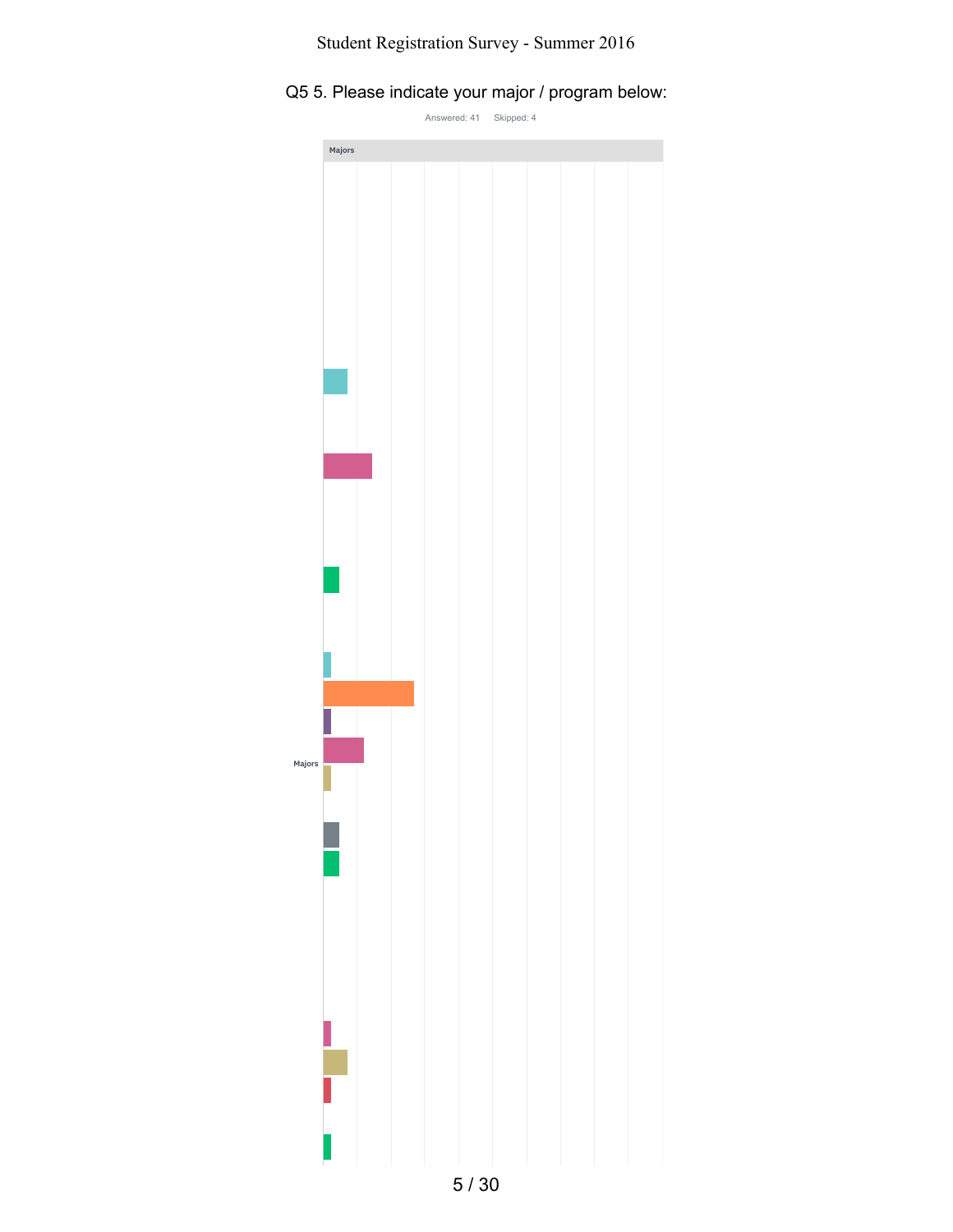Student Registration Survey - Summer 2016

## Q5 5. Please indicate your major / program below:

Answered: 41 Skipped: 4

Majors

Majors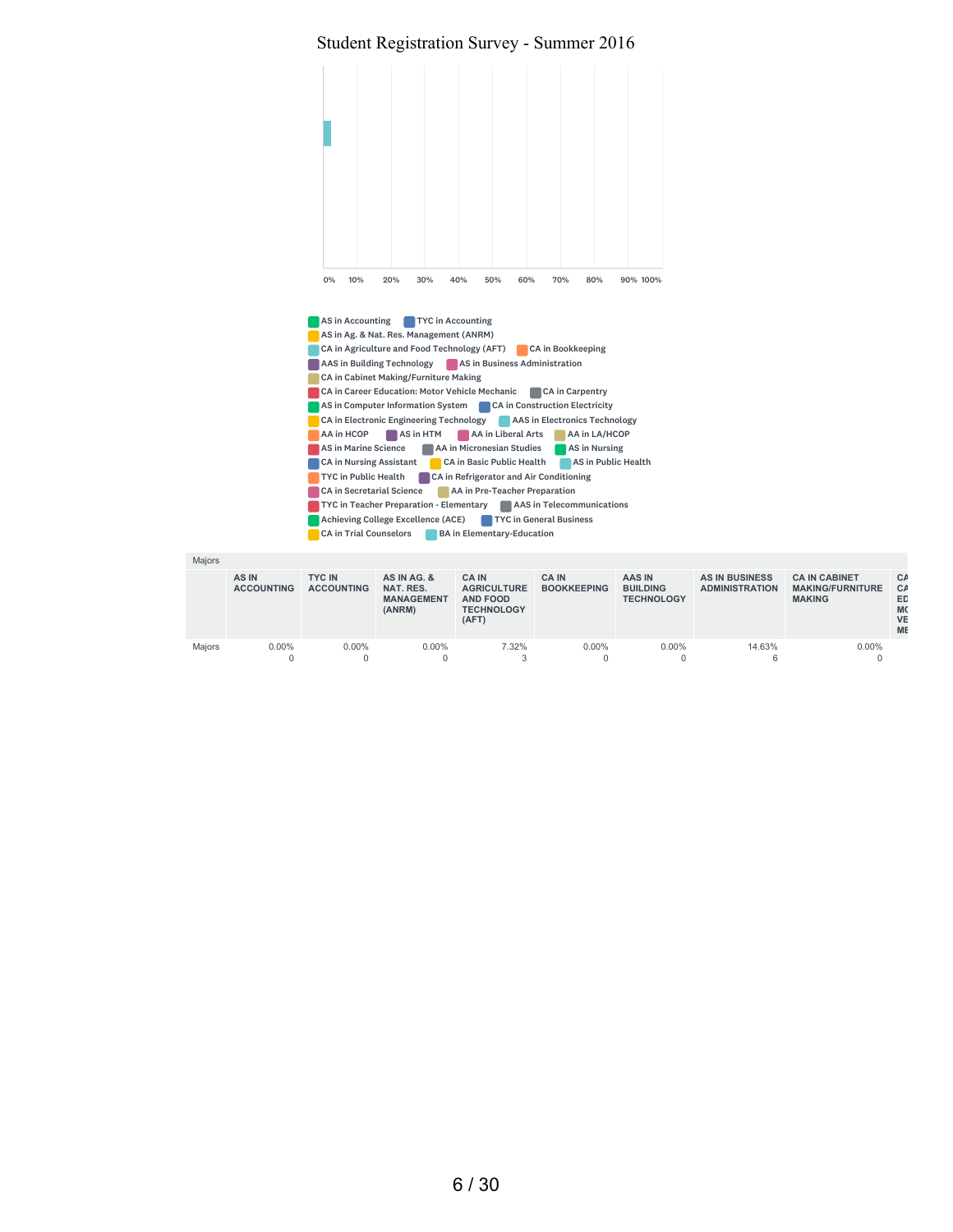Student Registration Survey - Summer 2016

0% 10% 20% 30% 40% 50% 60% 70% 80% 90% 100%

AS in Accounting
TYC in Accounting
AS in Ag. & Nat. Res. Management (ANRM)
CA in Agriculture and Food Technology (AFT)
CA in Bookkeeping
AAS in Building Technology
AS in Business Administration
CA in Cabinet Making/Furniture Making
CA in Career Education: Motor Vehicle Mechanic
CA in Carpentry
AS in Computer Information System
CA in Construction Electricity
CA in Electronic Engineering Technology
AAS in Electronics Technology
AA in HCOP
AS in HTM
AA in Liberal Arts
AA in LA/HCOP
AS in Marine Science
AA in Micronesian Studies
AS in Nursing
CA in Nursing Assistant
CA in Basic Public Health
AS in Public Health
TYC in Public Health
CA in Refrigerator and Air Conditioning
CA in Secretarial Science
AA in Pre-Teacher Preparation
TYC in Teacher Preparation - Elementary
AAS in Telecommunications
Achieving College Excellence (ACE)
TYC in General Business
CA in Trial Counselors
BA in Elementary-Education

| Majors | AS IN ACCOUNTING | TYC IN ACCOUNTING | AS IN AG. & NAT. RES. MANAGEMENT (ANRM) | CA IN AGRICULTURE AND FOOD TECHNOLOGY (AFT) | CA IN BOOKKEEPING | AAS IN BUILDING TECHNOLOGY | AS IN BUSINESS ADMINISTRATION | CA IN CABINET MAKING/FURNITURE MAKING | CA CA ED MO VE ME |
|---|---|---|---|---|---|---|---|---|---|
| Majors | 0.00%<br>0 | 0.00%<br>0 | 0.00%<br>0 | 7.32%<br>3 | 0.00%<br>0 | 0.00%<br>0 | 14.63%<br>6 | 0.00%<br>0 | |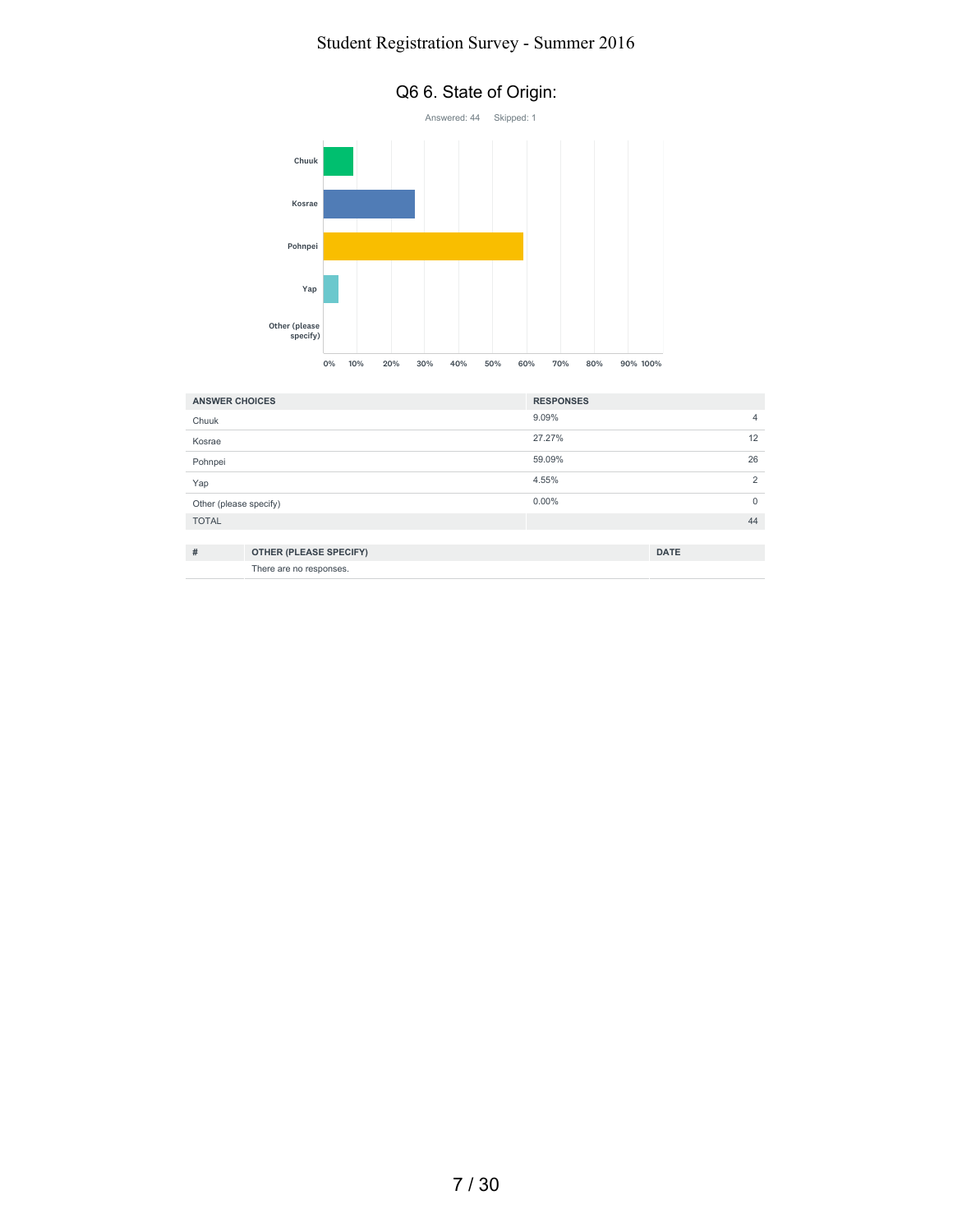## Q6 6. State of Origin:

Answered: 44 Skipped: 1

Chuuk

Kosrae

Pohnpei

Yap

Other (please specify)

0% 10% 20% 30% 40% 50% 60% 70% 80% 90% 100%

| ANSWER CHOICES | RESPONSES | |
|---|---|---|
| Chuuk | 9.09% | 4 |
| Kosrae | 27.27% | 12 |
| Pohnpei | 59.09% | 26 |
| Yap | 4.55% | 2 |
| Other (please specify) | 0.00% | 0 |
| TOTAL | | 44 |

| # | OTHER (PLEASE SPECIFY) | DATE |
|---|---|---|
| | There are no responses. | |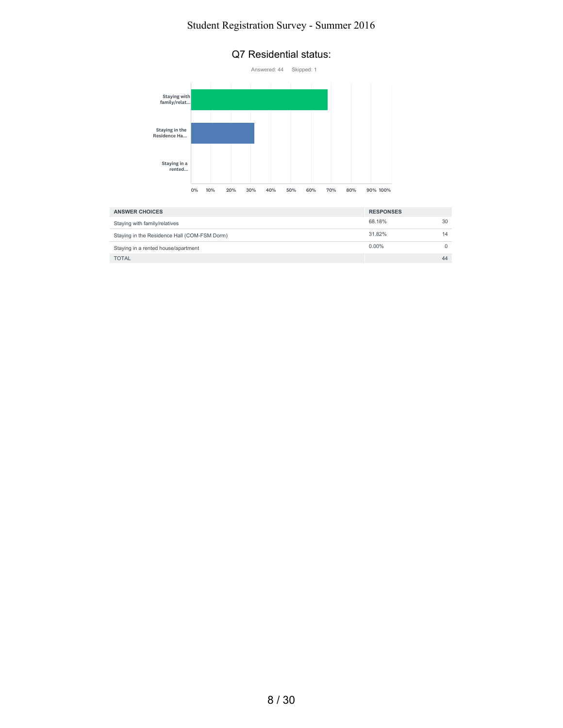## Q7 Residential status:

Answered: 44 Skipped: 1

Staying with family/relat...

Staying in the Residence Ha...

Staying in a rented...

0% 10% 20% 30% 40% 50% 60% 70% 80% 90% 100%

| ANSWER CHOICES | RESPONSES | |
|---|---|---|
| Staying with family/relatives | 68.18% | 30 |
| Staying in the Residence Hall (COM-FSM Dorm) | 31.82% | 14 |
| Staying in a rented house/apartment | 0.00% | 0 |
| TOTAL | | 44 |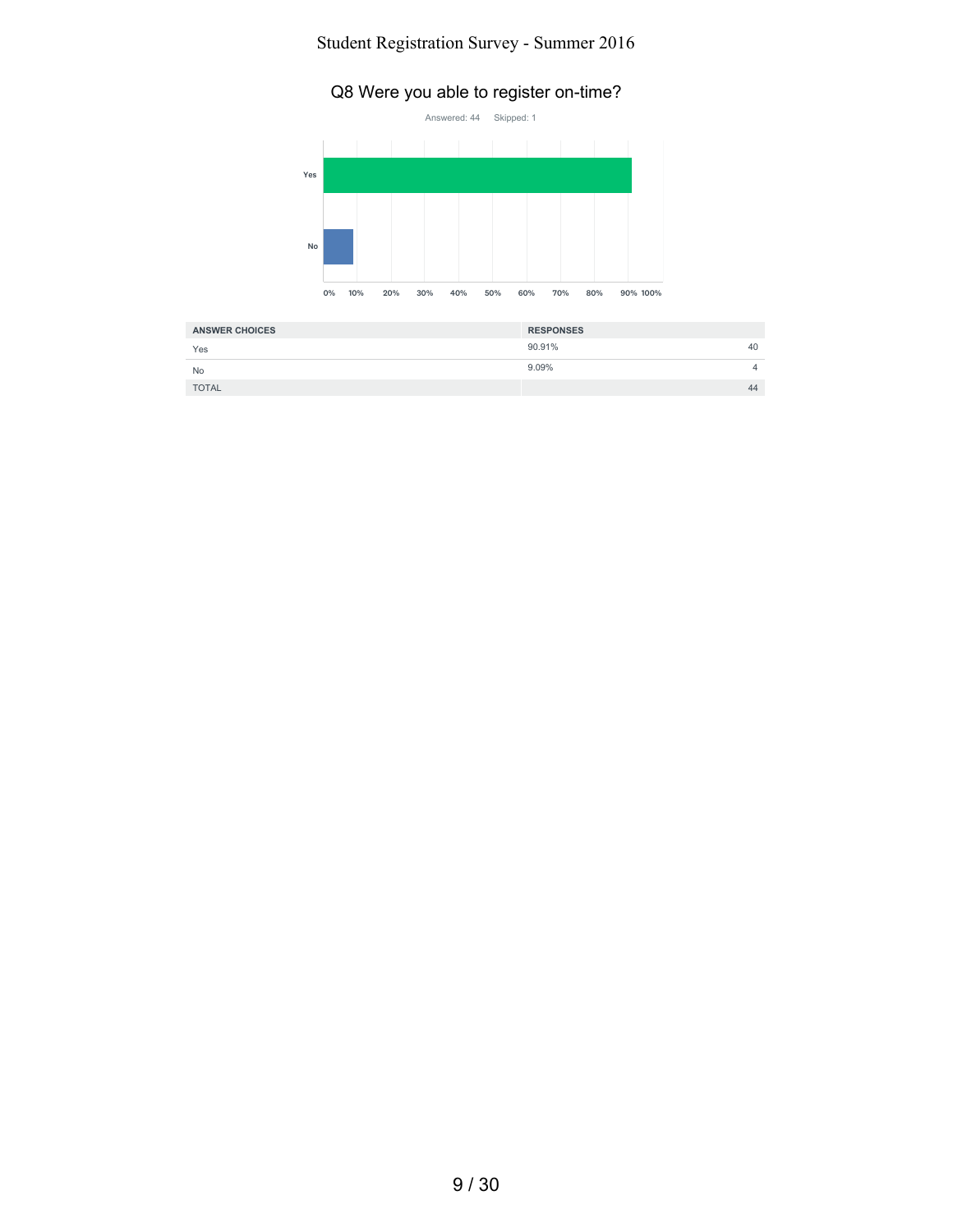# Q8 Were you able to register on-time?

Answered: 44 Skipped: 1

Yes

No

0% 10% 20% 30% 40% 50% 60% 70% 80% 90% 100%

| ANSWER CHOICES | RESPONSES | |
|---|---|---|
| Yes | 90.91% | 40 |
| No | 9.09% | 4 |
| TOTAL | | 44 |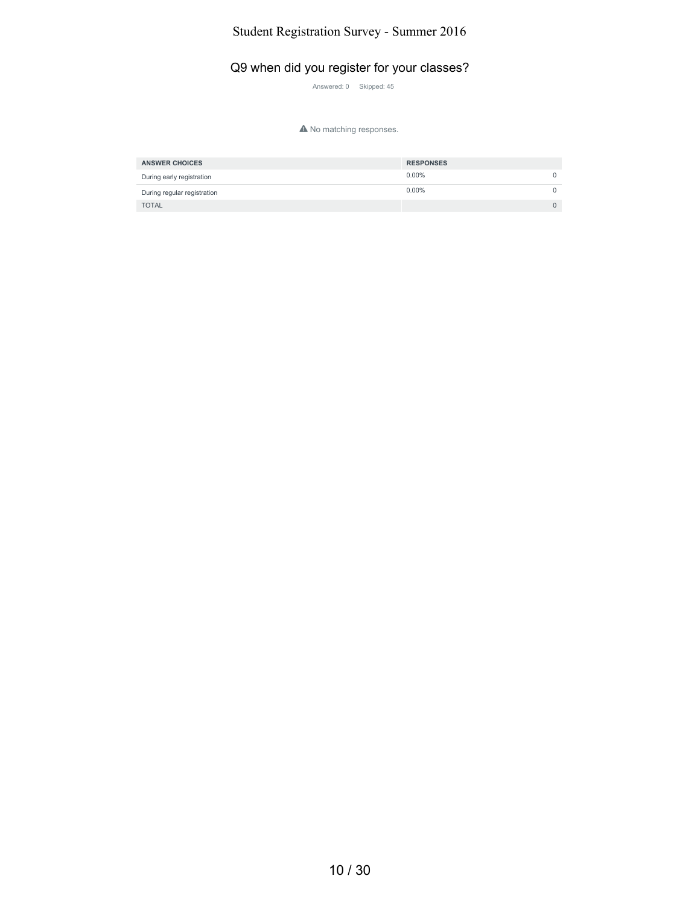## Q9 when did you register for your classes?

Answered: 0 Skipped: 45

No matching responses.

| ANSWER CHOICES | RESPONSES | |
|---|---|---|
| During early registration | 0.00% | 0 |
| During regular registration | 0.00% | 0 |
| TOTAL | | 0 |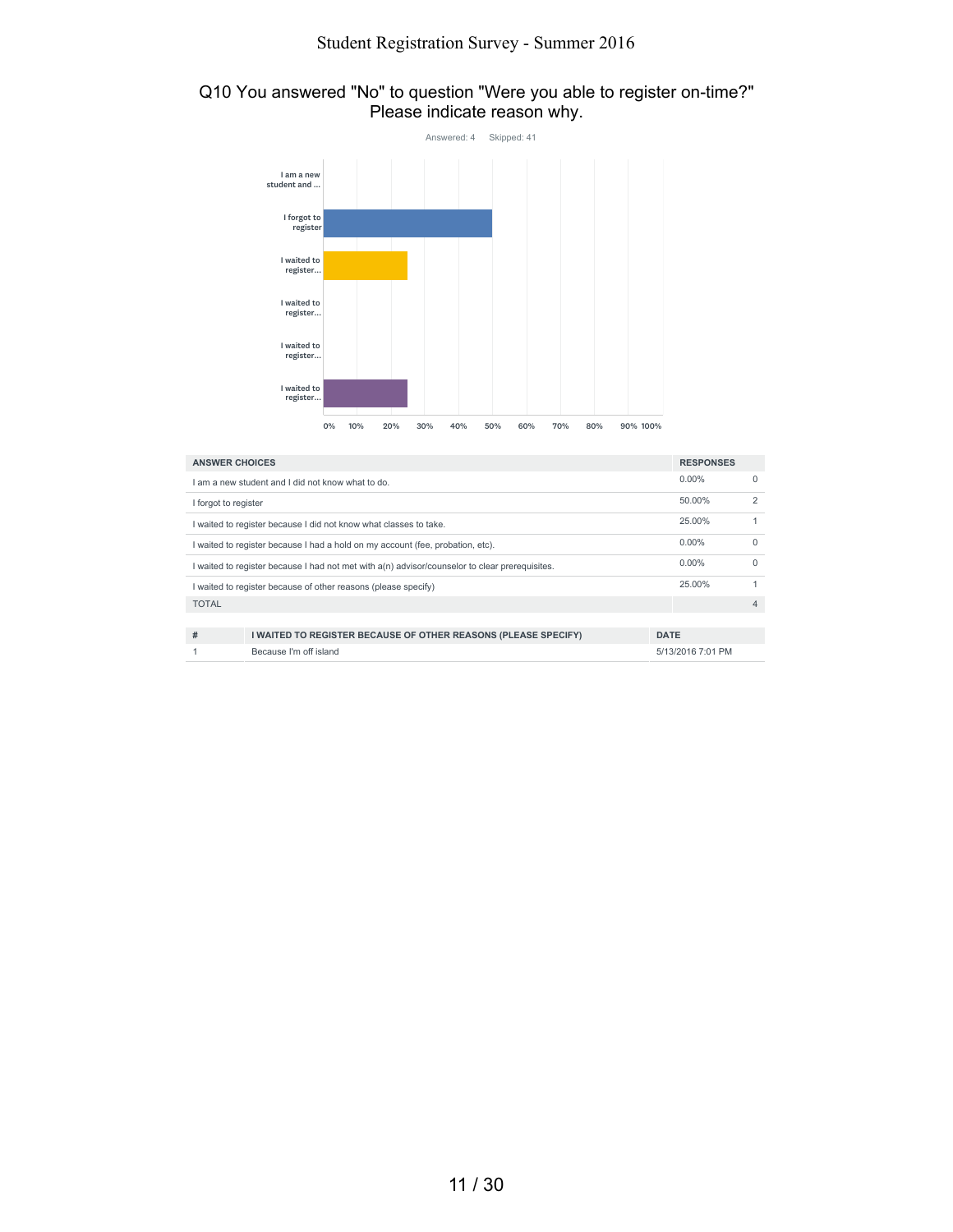## Q10 You answered "No" to question "Were you able to register on-time?" Please indicate reason why.

Answered: 4 Skipped: 41

I am a new student and ...
I forgot to register
I waited to register...
I waited to register...
I waited to register...
I waited to register...

0% 10% 20% 30% 40% 50% 60% 70% 80% 90% 100%

| ANSWER CHOICES | RESPONSES | |
|---|---|---|
| I am a new student and I did not know what to do. | 0.00% | 0 |
| I forgot to register | 50.00% | 2 |
| I waited to register because I did not know what classes to take. | 25.00% | 1 |
| I waited to register because I had a hold on my account (fee, probation, etc). | 0.00% | 0 |
| I waited to register because I had not met with a(n) advisor/counselor to clear prerequisites. | 0.00% | 0 |
| I waited to register because of other reasons (please specify) | 25.00% | 1 |
| TOTAL | | 4 |

| # | I WAITED TO REGISTER BECAUSE OF OTHER REASONS (PLEASE SPECIFY) | DATE |
|---|---|---|
| 1 | Because I'm off island | 5/13/2016 7:01 PM |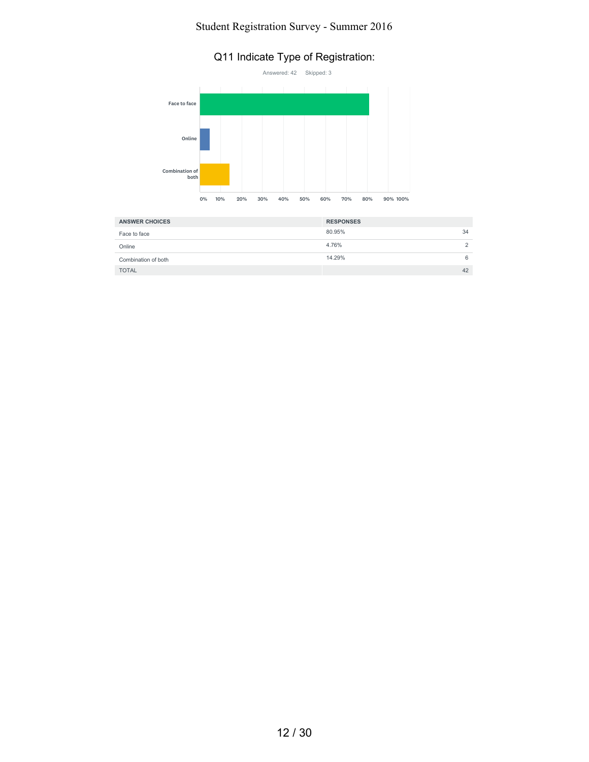## Q11 Indicate Type of Registration:

Answered: 42 Skipped: 3

Face to face

Online

Combination of both

0% 10% 20% 30% 40% 50% 60% 70% 80% 90% 100%

| ANSWER CHOICES | RESPONSES | |
|---|---|---|
| Face to face | 80.95% | 34 |
| Online | 4.76% | 2 |
| Combination of both | 14.29% | 6 |
| TOTAL | | 42 |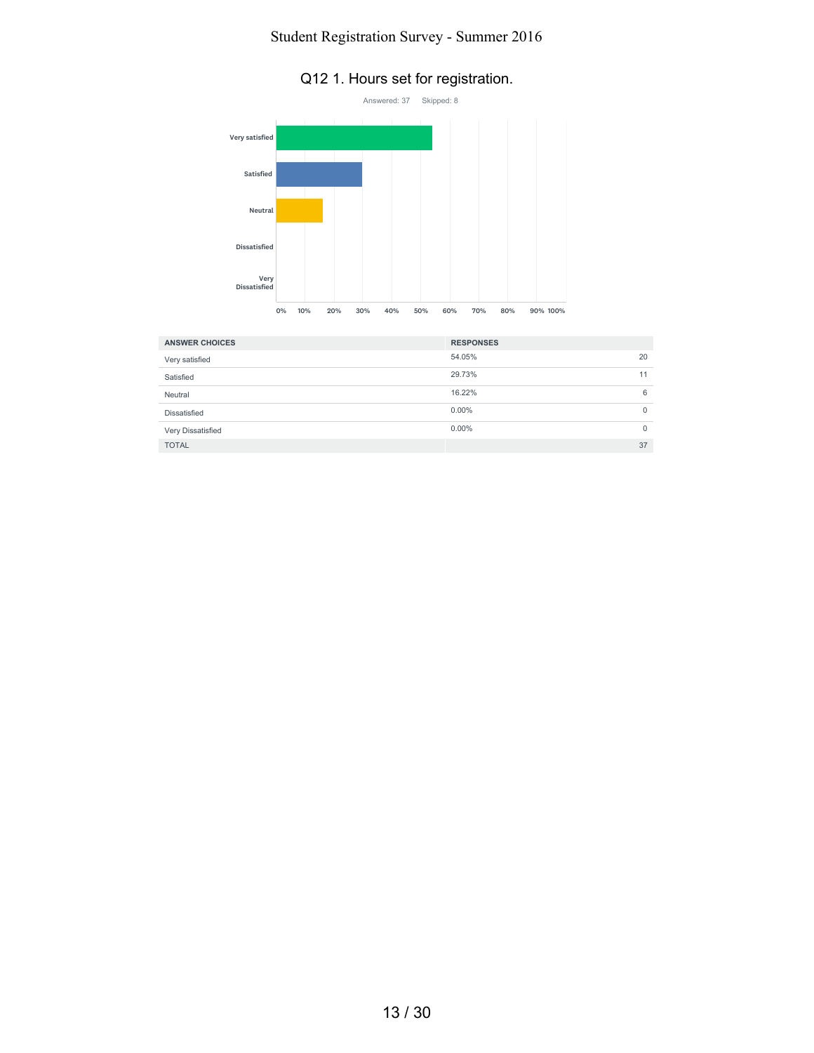## Q12 1. Hours set for registration.

Answered: 37 Skipped: 8

Very satisfied
Satisfied
Neutral
Dissatisfied
Very Dissatisfied

0% 10% 20% 30% 40% 50% 60% 70% 80% 90% 100%

| ANSWER CHOICES | RESPONSES | |
|---|---|---|
| Very satisfied | 54.05% | 20 |
| Satisfied | 29.73% | 11 |
| Neutral | 16.22% | 6 |
| Dissatisfied | 0.00% | 0 |
| Very Dissatisfied | 0.00% | 0 |
| TOTAL | | 37 |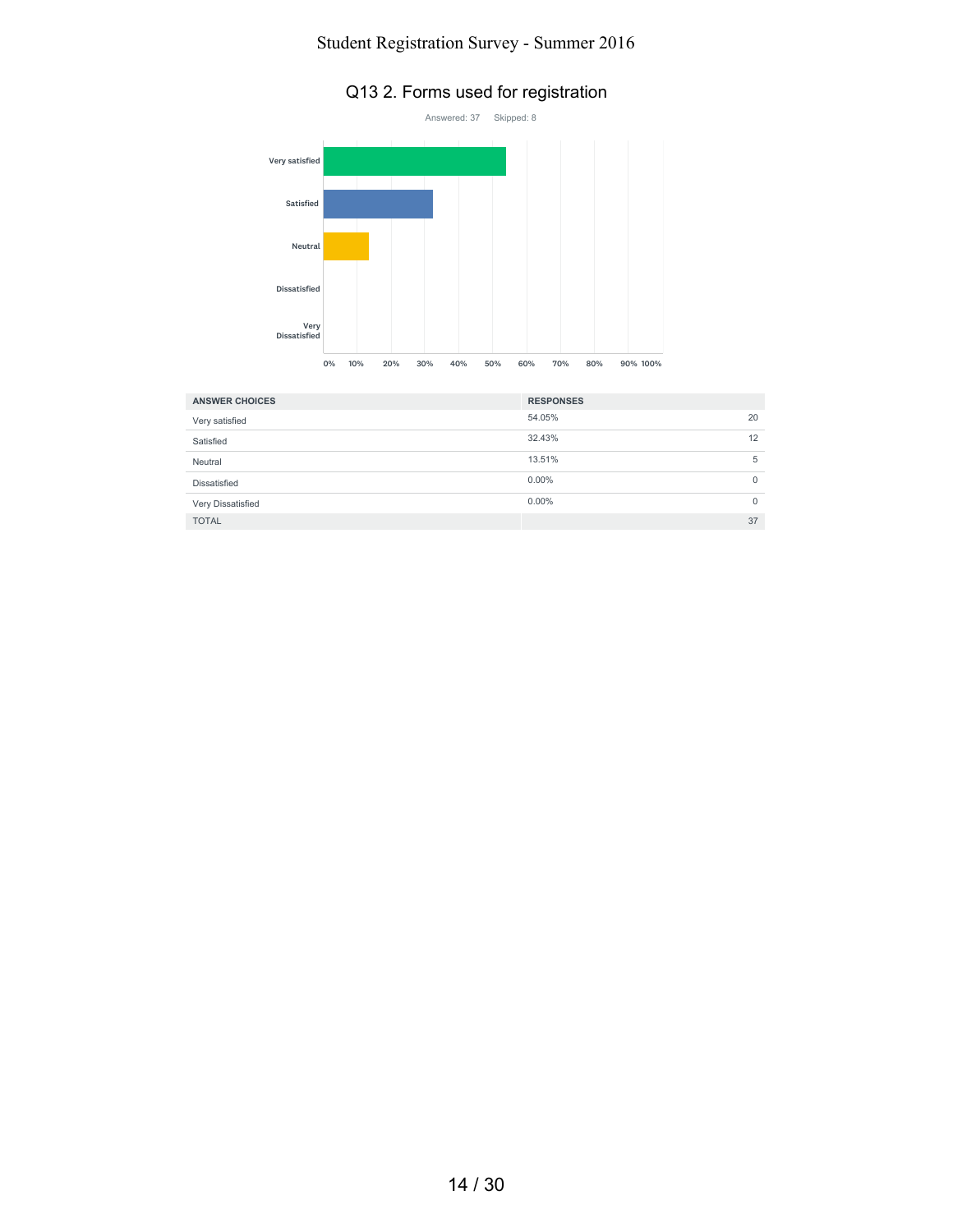## Q13 2. Forms used for registration

Answered: 37 Skipped: 8

Very satisfied

Satisfied

Neutral

Dissatisfied

Very Dissatisfied

0% 10% 20% 30% 40% 50% 60% 70% 80% 90% 100%

| ANSWER CHOICES | RESPONSES | |
|---|---|---|
| Very satisfied | 54.05% | 20 |
| Satisfied | 32.43% | 12 |
| Neutral | 13.51% | 5 |
| Dissatisfied | 0.00% | 0 |
| Very Dissatisfied | 0.00% | 0 |
| TOTAL | | 37 |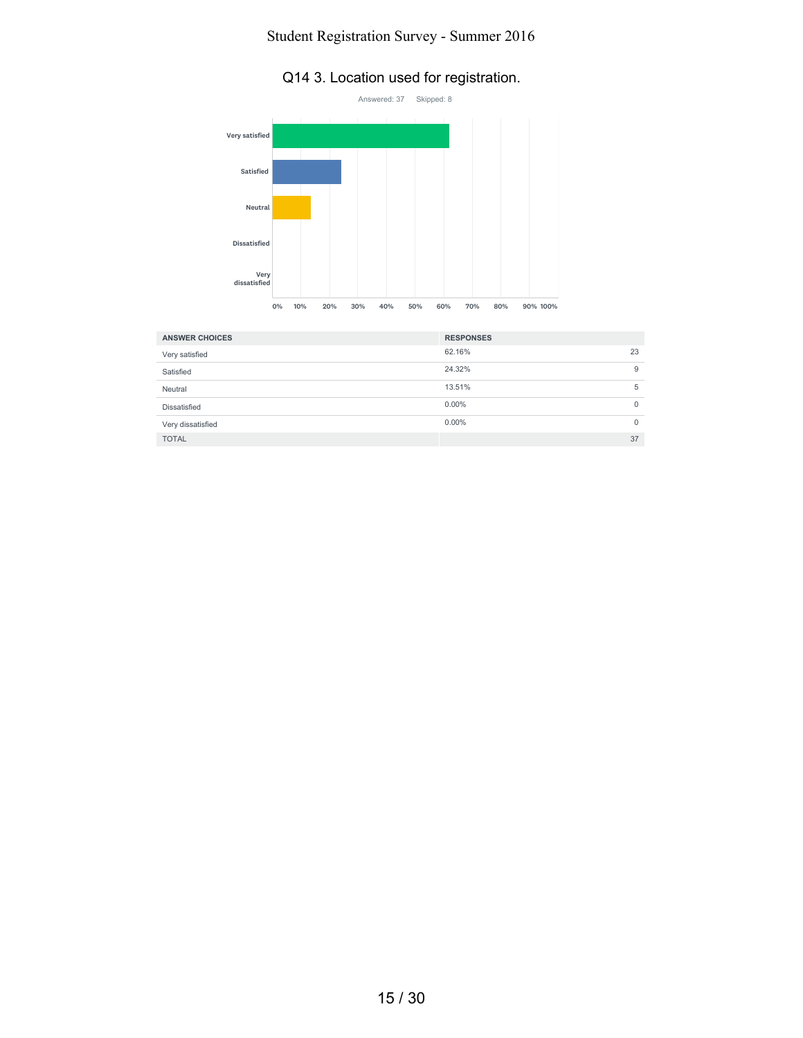## Q14 3. Location used for registration.

Answered: 37 Skipped: 8

Very satisfied
Satisfied
Neutral
Dissatisfied
Very dissatisfied

0% 10% 20% 30% 40% 50% 60% 70% 80% 90% 100%

| ANSWER CHOICES | RESPONSES | |
|---|---|---|
| Very satisfied | 62.16% | 23 |
| Satisfied | 24.32% | 9 |
| Neutral | 13.51% | 5 |
| Dissatisfied | 0.00% | 0 |
| Very dissatisfied | 0.00% | 0 |
| TOTAL | | 37 |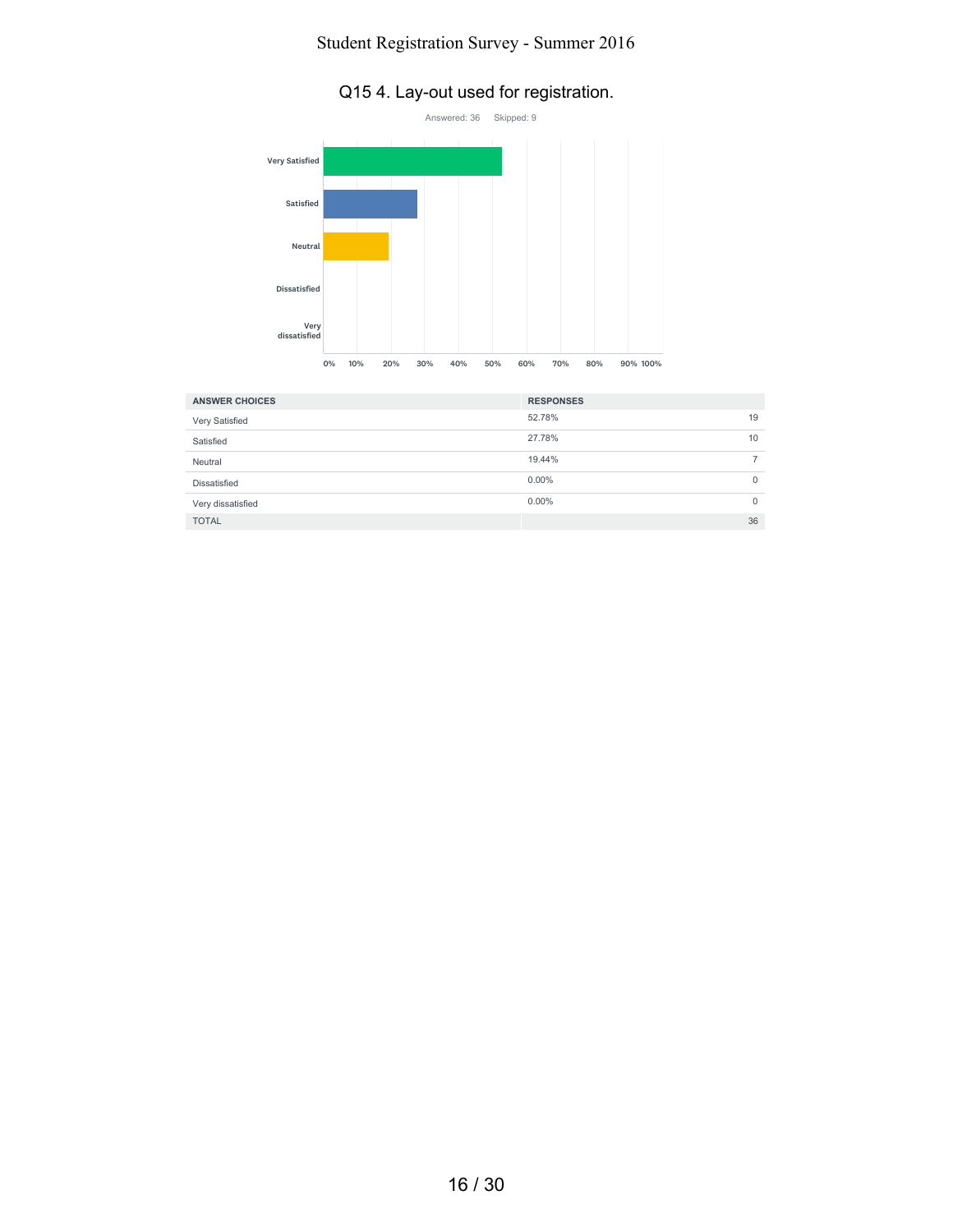# Q15 4. Lay-out used for registration.

Answered: 36 Skipped: 9

Very Satisfied

Satisfied

Neutral

Dissatisfied

Very dissatisfied

0% 10% 20% 30% 40% 50% 60% 70% 80% 90% 100%

| ANSWER CHOICES | RESPONSES | |
|---|---|---|
| Very Satisfied | 52.78% | 19 |
| Satisfied | 27.78% | 10 |
| Neutral | 19.44% | 7 |
| Dissatisfied | 0.00% | 0 |
| Very dissatisfied | 0.00% | 0 |
| TOTAL | | 36 |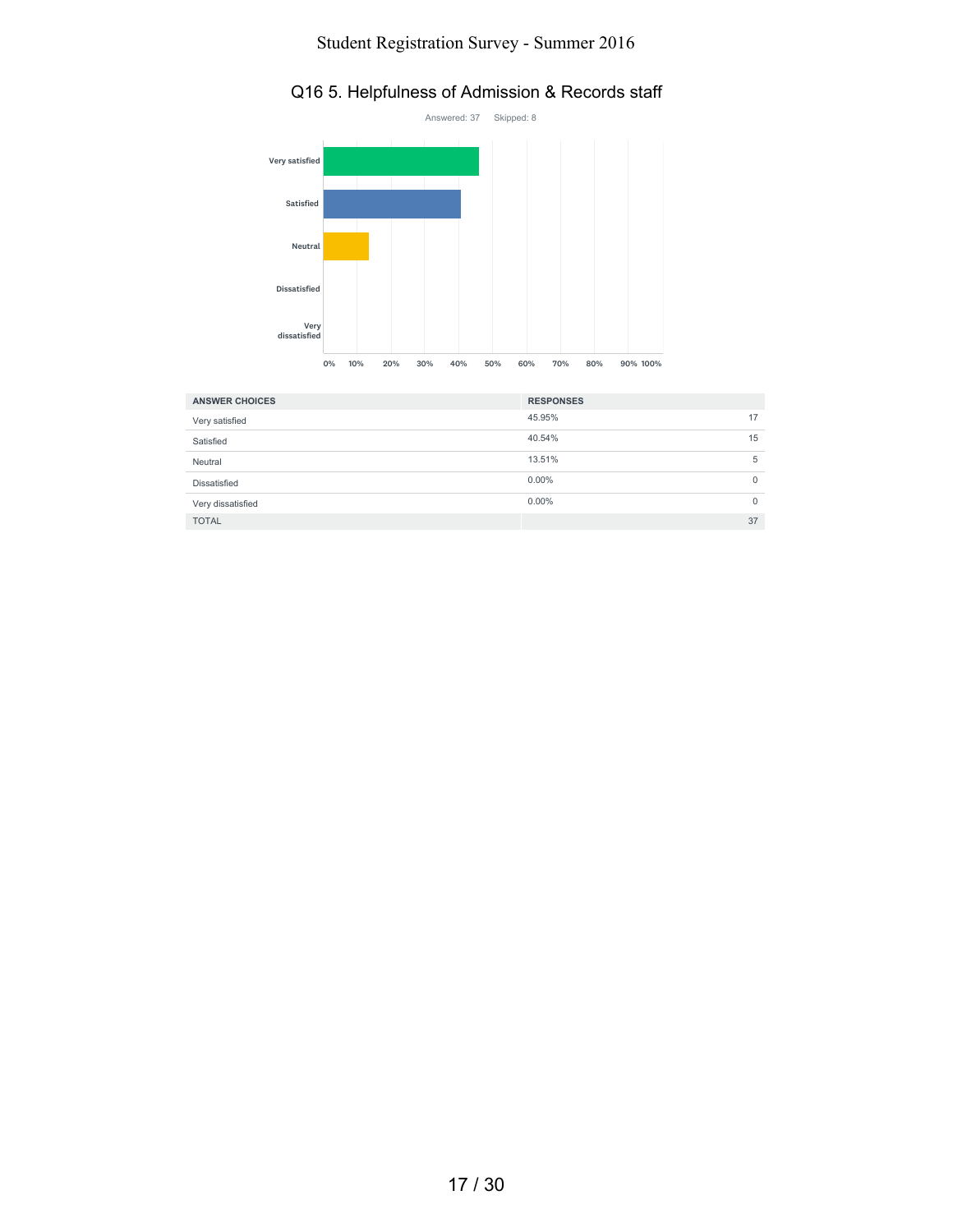## Q16 5. Helpfulness of Admission & Records staff

Answered: 37 Skipped: 8

Very satisfied

Satisfied

Neutral

Dissatisfied

Very dissatisfied

0% 10% 20% 30% 40% 50% 60% 70% 80% 90% 100%

| ANSWER CHOICES | RESPONSES | |
|---|---|---|
| Very satisfied | 45.95% | 17 |
| Satisfied | 40.54% | 15 |
| Neutral | 13.51% | 5 |
| Dissatisfied | 0.00% | 0 |
| Very dissatisfied | 0.00% | 0 |
| TOTAL | | 37 |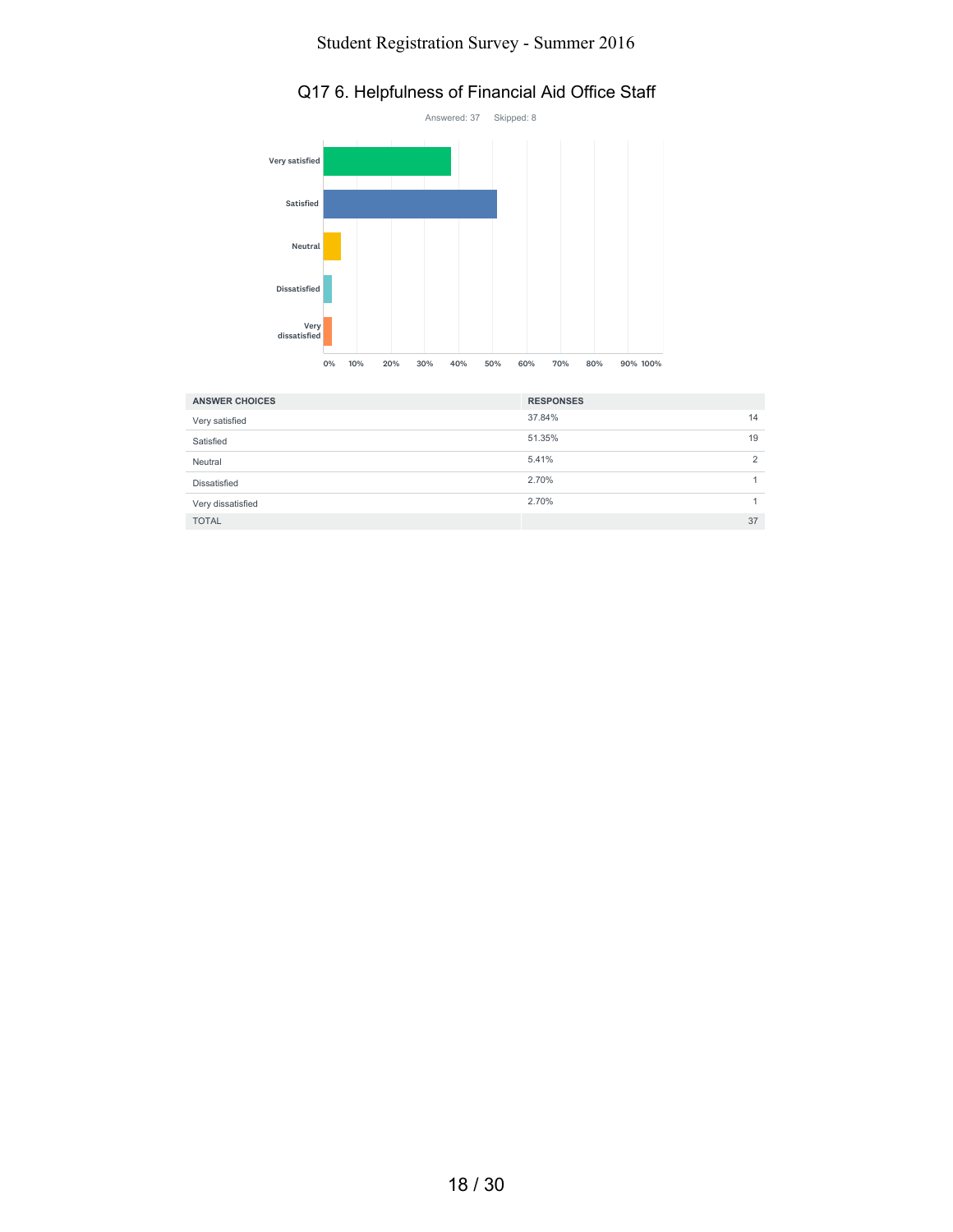## Q17 6. Helpfulness of Financial Aid Office Staff

Answered: 37 Skipped: 8

Very satisfied

Satisfied

Neutral

Dissatisfied

Very dissatisfied

0% 10% 20% 30% 40% 50% 60% 70% 80% 90% 100%

| ANSWER CHOICES | RESPONSES | |
|---|---|---|
| Very satisfied | 37.84% | 14 |
| Satisfied | 51.35% | 19 |
| Neutral | 5.41% | 2 |
| Dissatisfied | 2.70% | 1 |
| Very dissatisfied | 2.70% | 1 |
| TOTAL | | 37 |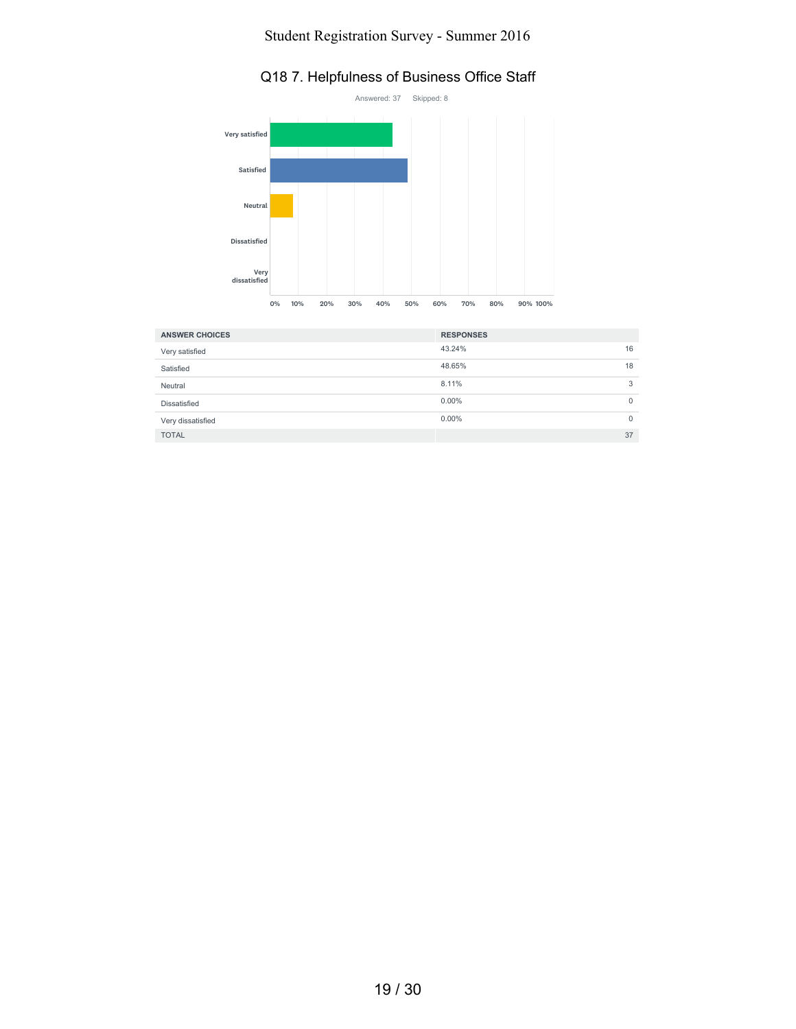# Q18 7. Helpfulness of Business Office Staff

Answered: 37 Skipped: 8

Very satisfied

Satisfied

Neutral

Dissatisfied

Very dissatisfied

0% 10% 20% 30% 40% 50% 60% 70% 80% 90% 100%

| ANSWER CHOICES | RESPONSES | |
|---|---|---|
| Very satisfied | 43.24% | 16 |
| Satisfied | 48.65% | 18 |
| Neutral | 8.11% | 3 |
| Dissatisfied | 0.00% | 0 |
| Very dissatisfied | 0.00% | 0 |
| TOTAL | | 37 |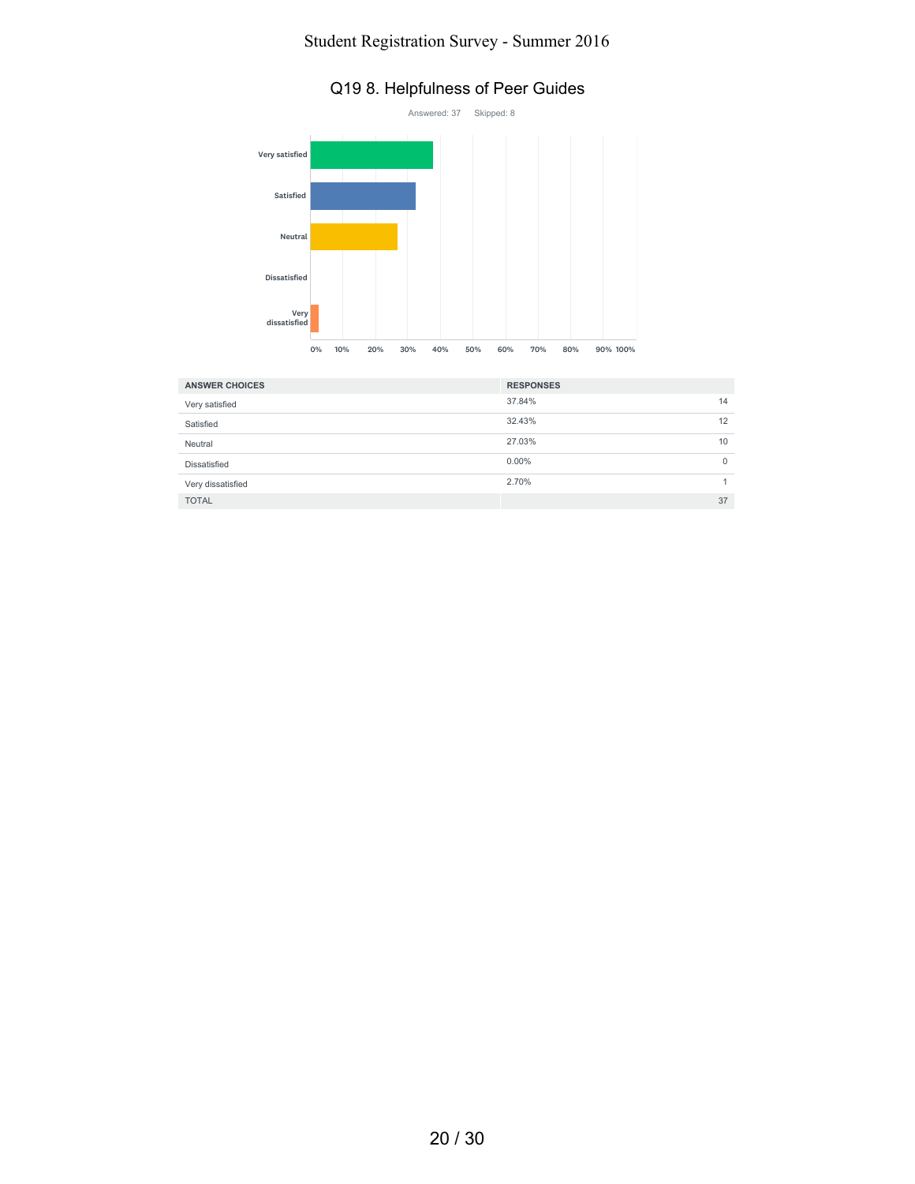## Q19 8. Helpfulness of Peer Guides

Answered: 37 Skipped: 8

Very satisfied
Satisfied
Neutral
Dissatisfied
Very dissatisfied

0% 10% 20% 30% 40% 50% 60% 70% 80% 90% 100%

| ANSWER CHOICES | RESPONSES | |
|---|---|---|
| Very satisfied | 37.84% | 14 |
| Satisfied | 32.43% | 12 |
| Neutral | 27.03% | 10 |
| Dissatisfied | 0.00% | 0 |
| Very dissatisfied | 2.70% | 1 |
| TOTAL | | 37 |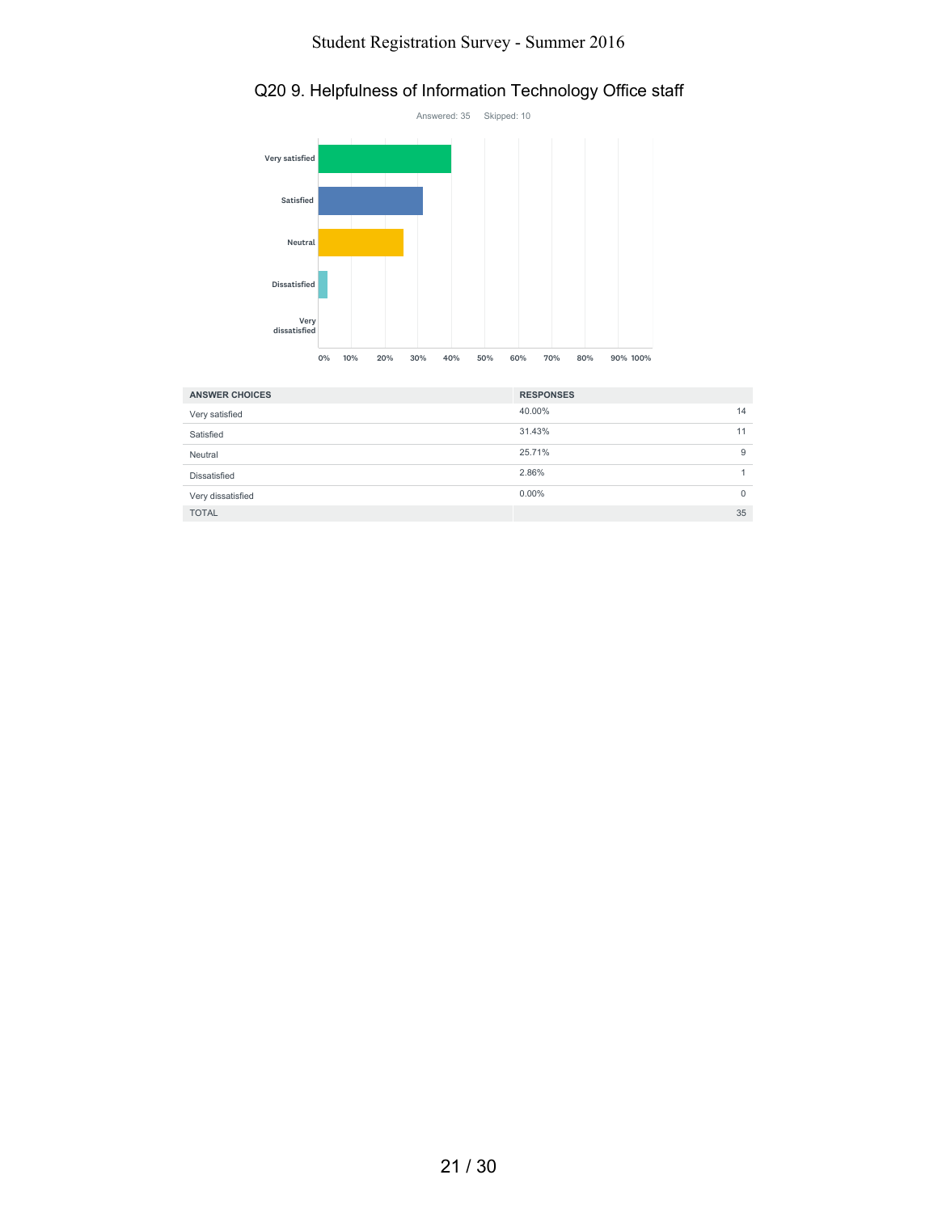# Q20 9. Helpfulness of Information Technology Office staff

Answered: 35 Skipped: 10

Very satisfied
Satisfied
Neutral
Dissatisfied
Very dissatisfied

0% 10% 20% 30% 40% 50% 60% 70% 80% 90% 100%

| ANSWER CHOICES | RESPONSES | |
|---|---|---|
| Very satisfied | 40.00% | 14 |
| Satisfied | 31.43% | 11 |
| Neutral | 25.71% | 9 |
| Dissatisfied | 2.86% | 1 |
| Very dissatisfied | 0.00% | 0 |
| TOTAL | | 35 |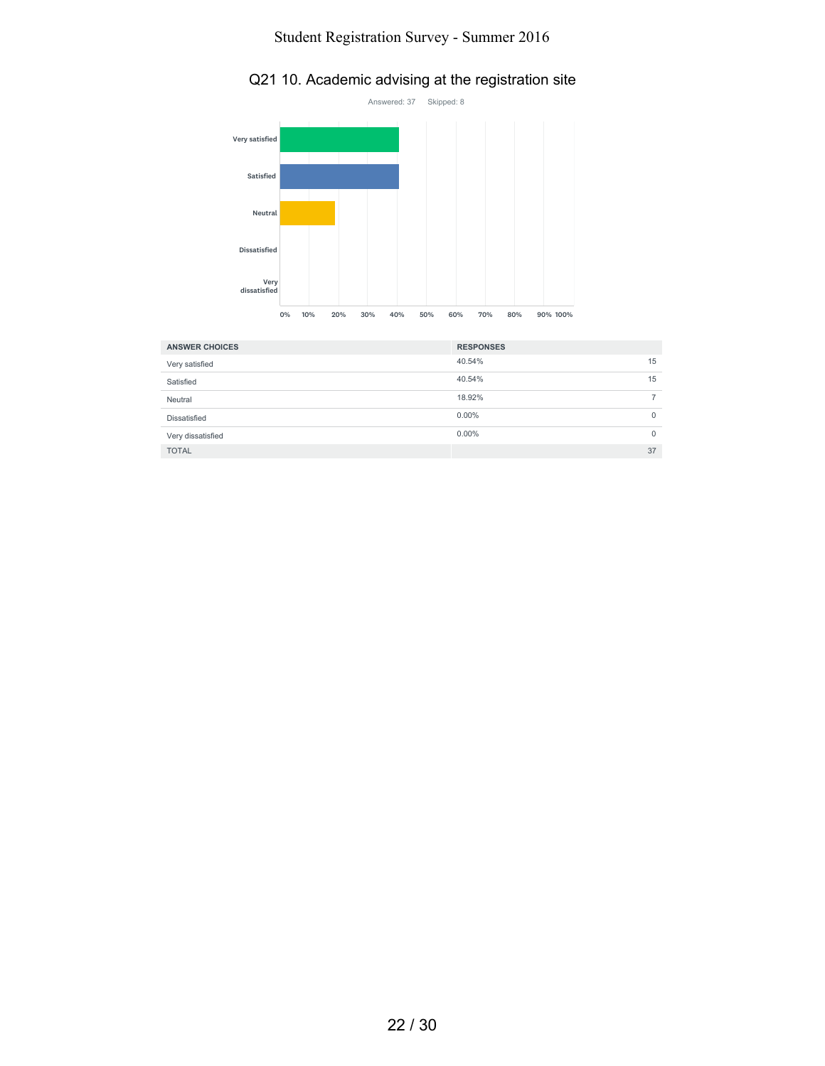## Q21 10. Academic advising at the registration site

Answered: 37 Skipped: 8

Very satisfied

Satisfied

Neutral

Dissatisfied

Very dissatisfied

0% 10% 20% 30% 40% 50% 60% 70% 80% 90% 100%

| ANSWER CHOICES | RESPONSES | |
|---|---|---|
| Very satisfied | 40.54% | 15 |
| Satisfied | 40.54% | 15 |
| Neutral | 18.92% | 7 |
| Dissatisfied | 0.00% | 0 |
| Very dissatisfied | 0.00% | 0 |
| TOTAL | | 37 |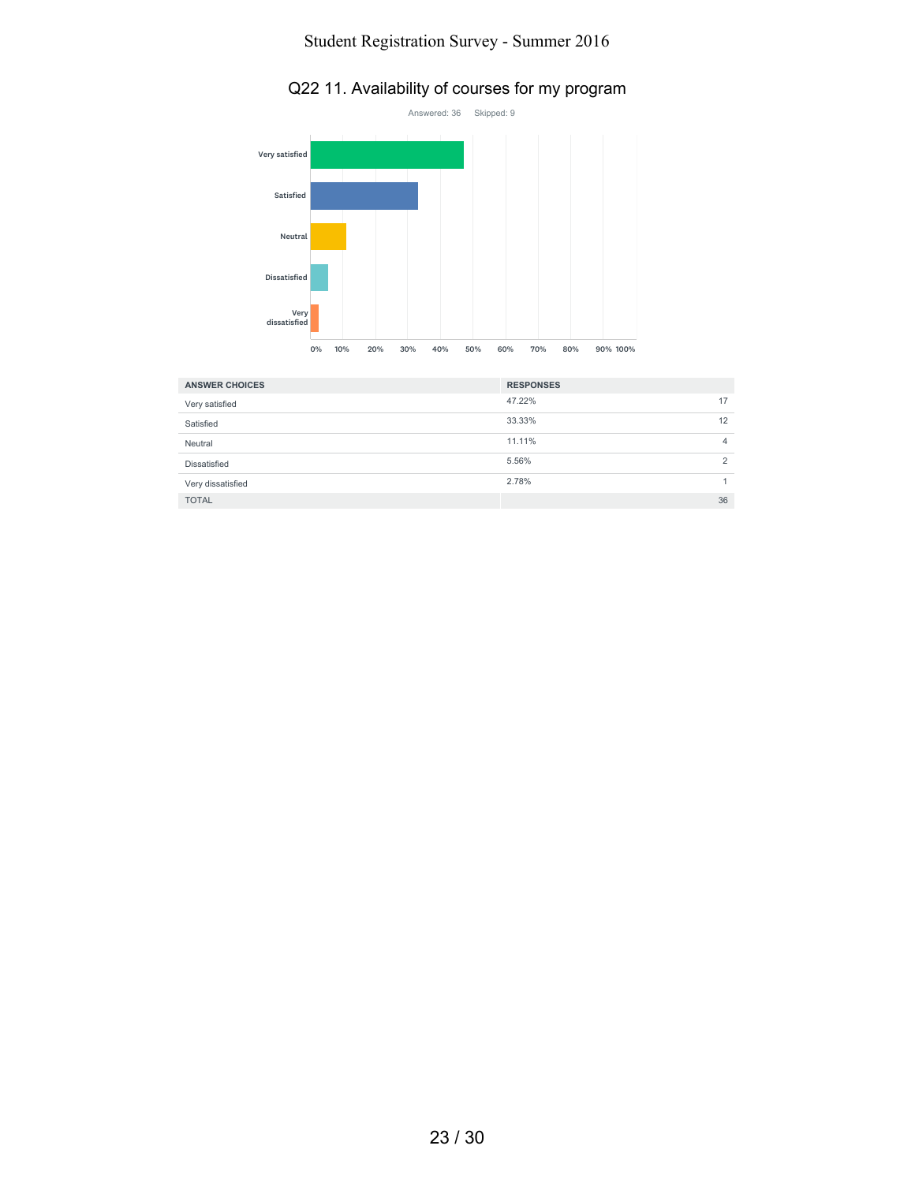## Q22 11. Availability of courses for my program

Answered: 36 Skipped: 9

Very satisfied
Satisfied
Neutral
Dissatisfied
Very dissatisfied

0% 10% 20% 30% 40% 50% 60% 70% 80% 90% 100%

| ANSWER CHOICES | RESPONSES | |
|---|---|---|
| Very satisfied | 47.22% | 17 |
| Satisfied | 33.33% | 12 |
| Neutral | 11.11% | 4 |
| Dissatisfied | 5.56% | 2 |
| Very dissatisfied | 2.78% | 1 |
| TOTAL | | 36 |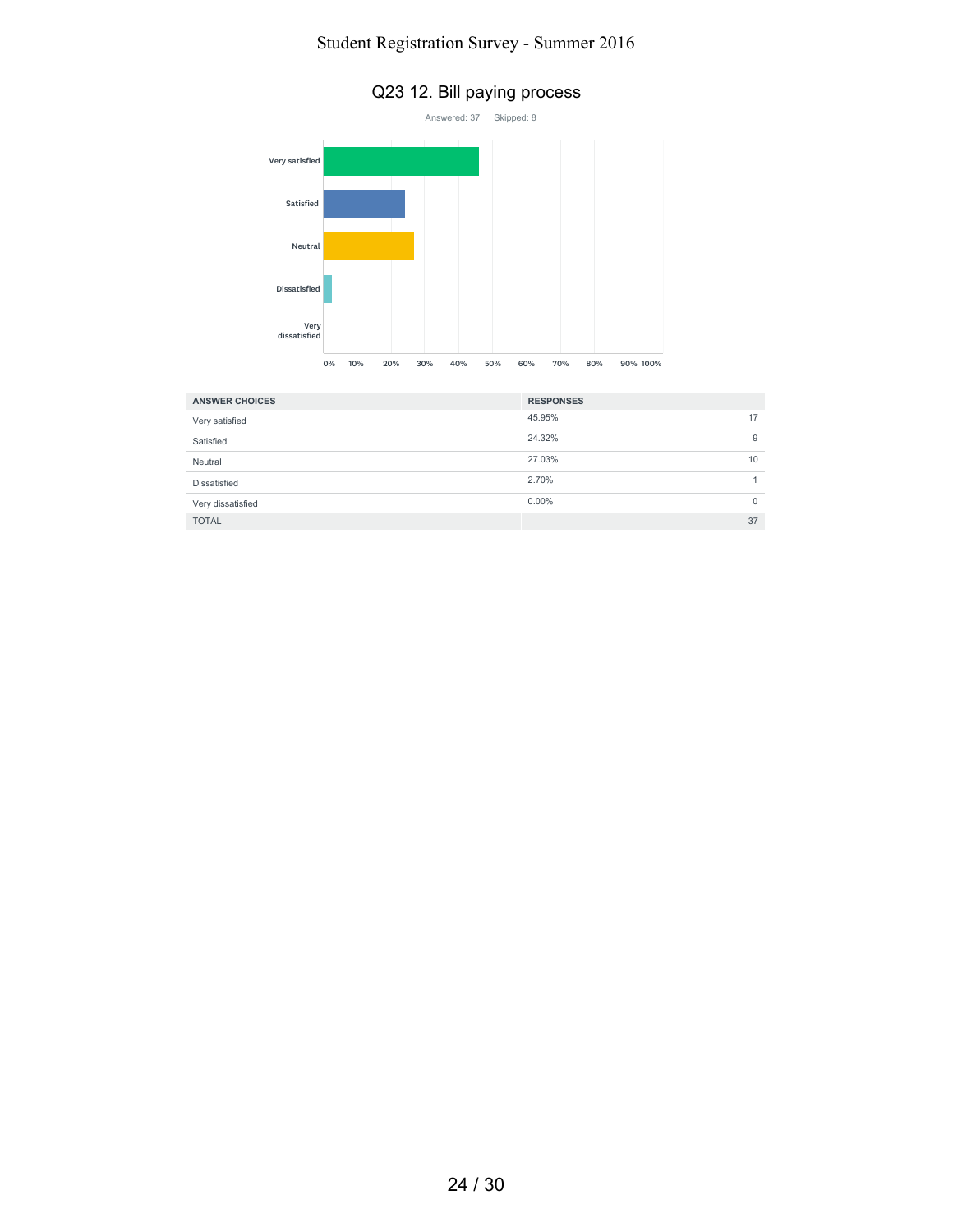## Q23 12. Bill paying process

Answered: 37 Skipped: 8

Very satisfied

Satisfied

Neutral

Dissatisfied

Very dissatisfied

0% 10% 20% 30% 40% 50% 60% 70% 80% 90% 100%

| ANSWER CHOICES | RESPONSES | |
|---|---|---|
| Very satisfied | 45.95% | 17 |
| Satisfied | 24.32% | 9 |
| Neutral | 27.03% | 10 |
| Dissatisfied | 2.70% | 1 |
| Very dissatisfied | 0.00% | 0 |
| TOTAL | | 37 |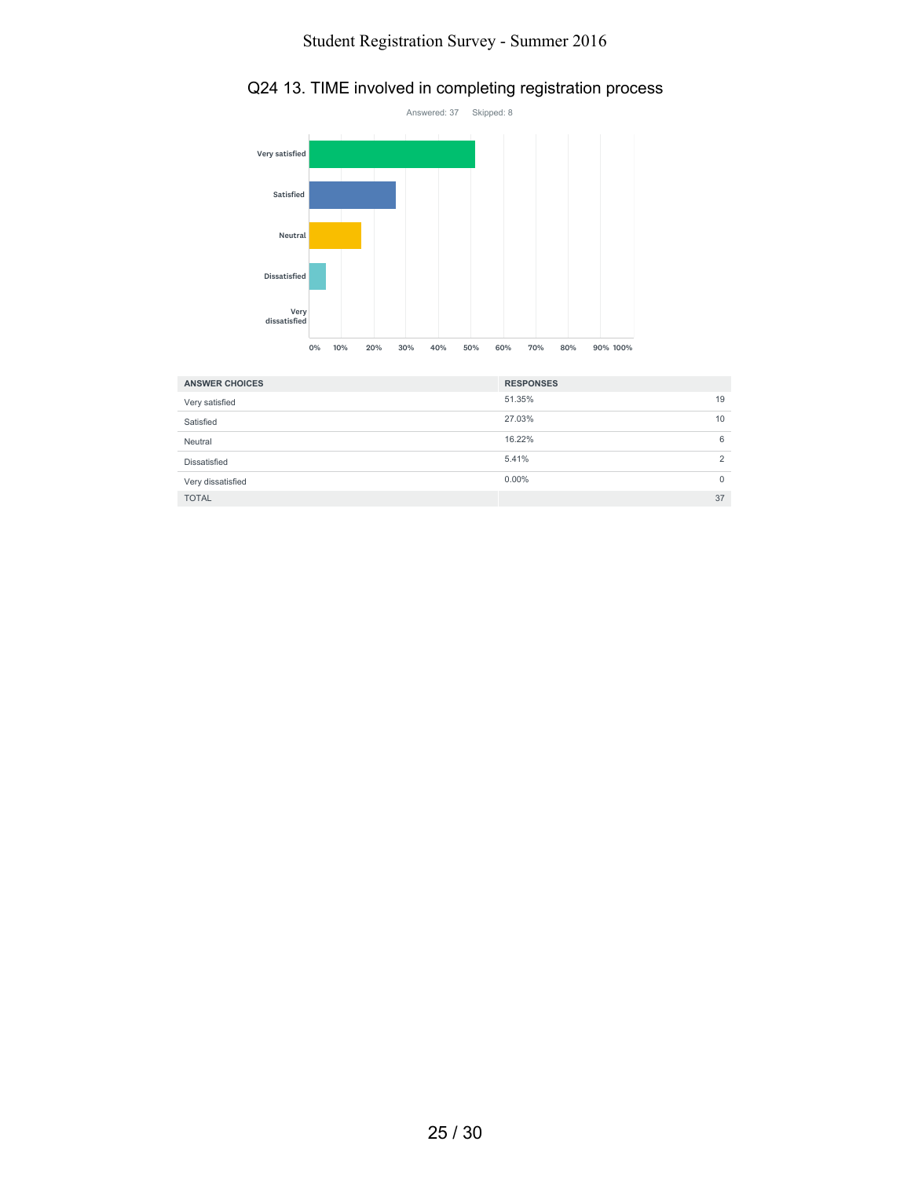## Q24 13. TIME involved in completing registration process

Answered: 37 Skipped: 8

Very satisfied

Satisfied

Neutral

Dissatisfied

Very dissatisfied

0% 10% 20% 30% 40% 50% 60% 70% 80% 90% 100%

| ANSWER CHOICES | RESPONSES | |
|---|---|---|
| Very satisfied | 51.35% | 19 |
| Satisfied | 27.03% | 10 |
| Neutral | 16.22% | 6 |
| Dissatisfied | 5.41% | 2 |
| Very dissatisfied | 0.00% | 0 |
| TOTAL | | 37 |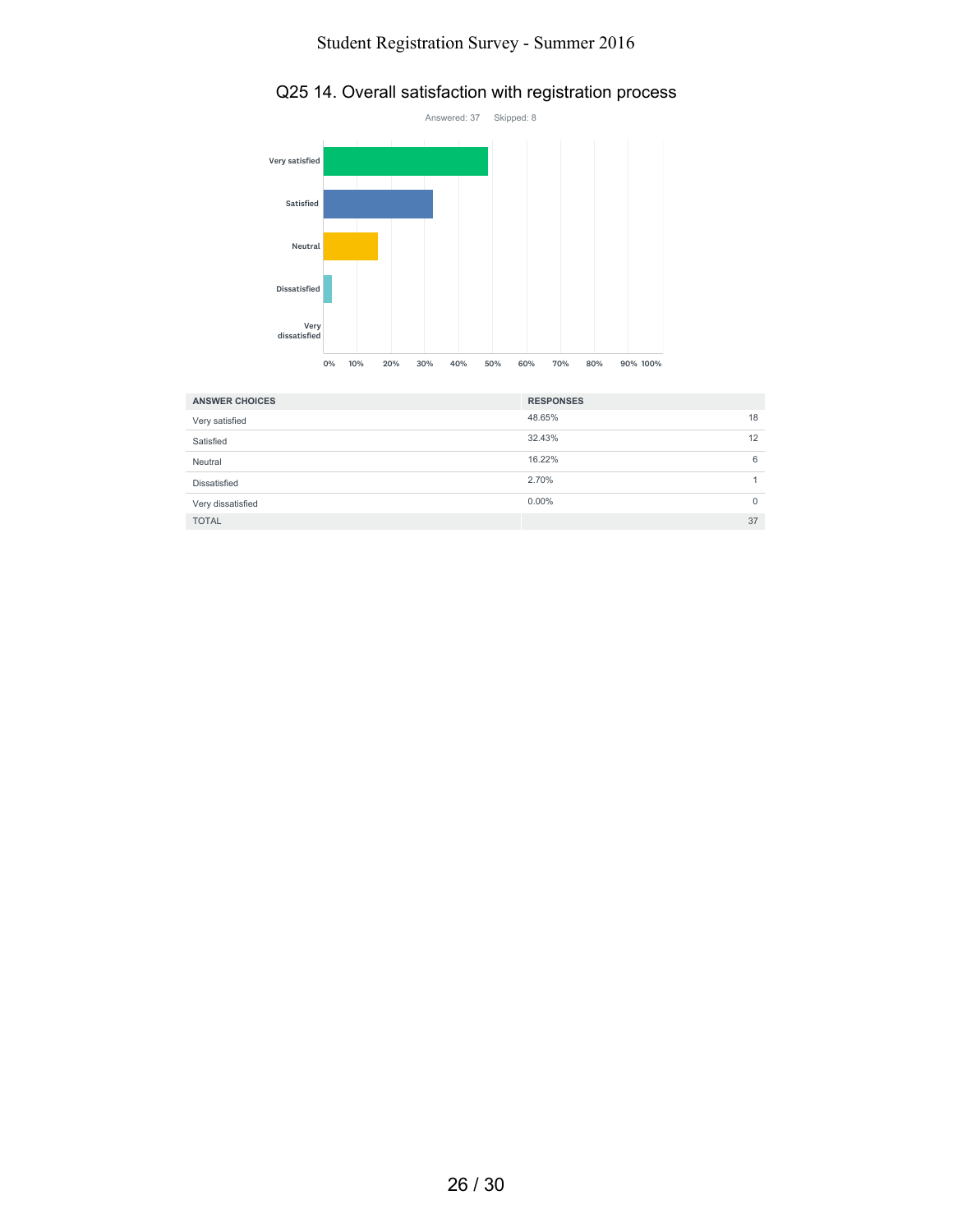## Q25 14. Overall satisfaction with registration process

Answered: 37 Skipped: 8

Very satisfied

Satisfied

Neutral

Dissatisfied

Very dissatisfied

0% 10% 20% 30% 40% 50% 60% 70% 80% 90% 100%

| ANSWER CHOICES | RESPONSES | |
|---|---|---|
| Very satisfied | 48.65% | 18 |
| Satisfied | 32.43% | 12 |
| Neutral | 16.22% | 6 |
| Dissatisfied | 2.70% | 1 |
| Very dissatisfied | 0.00% | 0 |
| TOTAL | | 37 |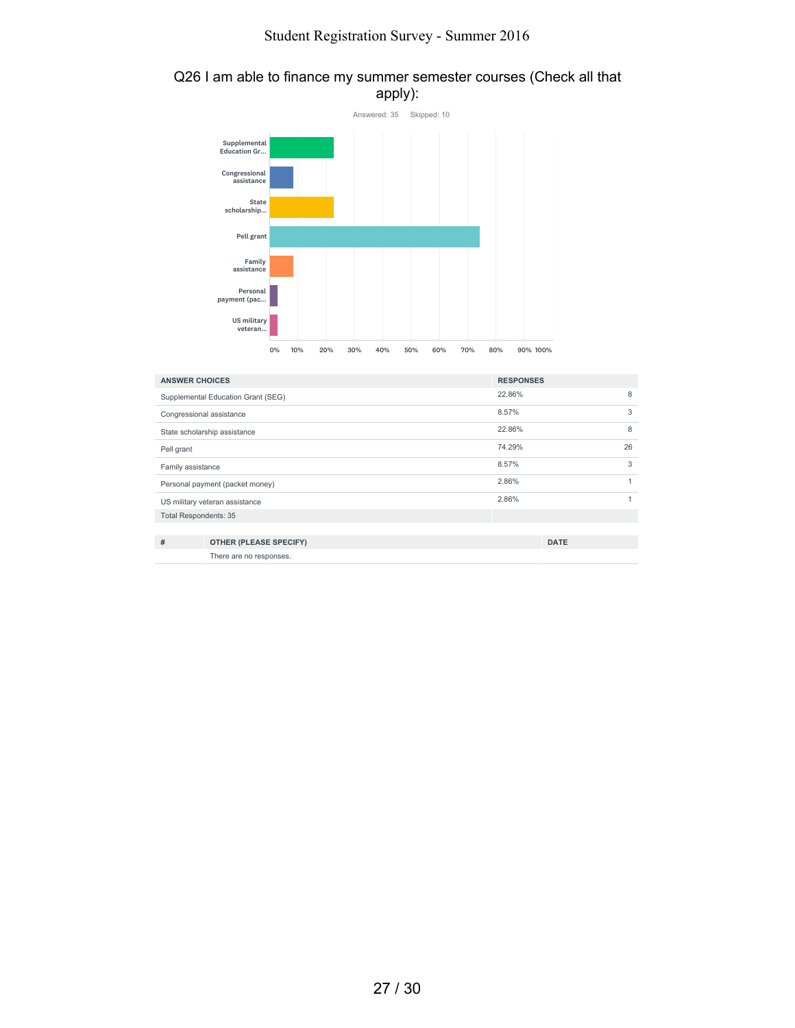Student Registration Survey - Summer 2016

## Q26 I am able to finance my summer semester courses (Check all that apply):

Answered: 35 Skipped: 10

Supplemental Education Gr...
Congressional assistance
State scholarship...
Pell grant
Family assistance
Personal payment (pac...
US military veteran...

0% 10% 20% 30% 40% 50% 60% 70% 80% 90% 100%

| ANSWER CHOICES | RESPONSES | |
|---|---|---|
| Supplemental Education Grant (SEG) | 22.86% | 8 |
| Congressional assistance | 8.57% | 3 |
| State scholarship assistance | 22.86% | 8 |
| Pell grant | 74.29% | 26 |
| Family assistance | 8.57% | 3 |
| Personal payment (packet money) | 2.86% | 1 |
| US military veteran assistance | 2.86% | 1 |
| Total Respondents: 35 | | |

| # | OTHER (PLEASE SPECIFY) | DATE |
|---|---|---|
| | There are no responses. | |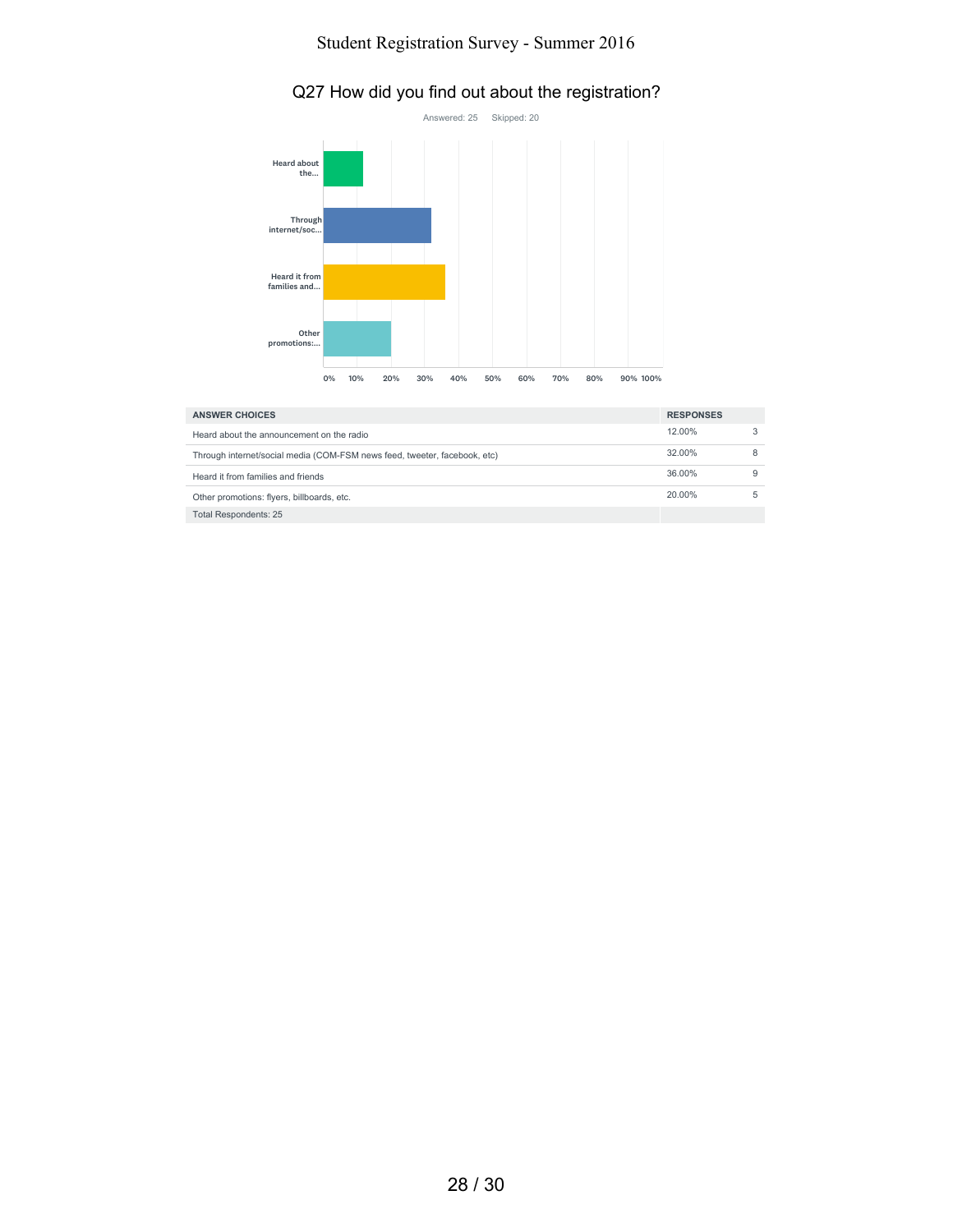## Q27 How did you find out about the registration?

Answered: 25 Skipped: 20

Heard about the...

Through internet/soc...

Heard it from families and...

Other promotions:...

0% 10% 20% 30% 40% 50% 60% 70% 80% 90% 100%

| ANSWER CHOICES | RESPONSES | |
|---|---|---|
| Heard about the announcement on the radio | 12.00% | 3 |
| Through internet/social media (COM-FSM news feed, tweeter, facebook, etc) | 32.00% | 8 |
| Heard it from families and friends | 36.00% | 9 |
| Other promotions: flyers, billboards, etc. | 20.00% | 5 |
| Total Respondents: 25 | | |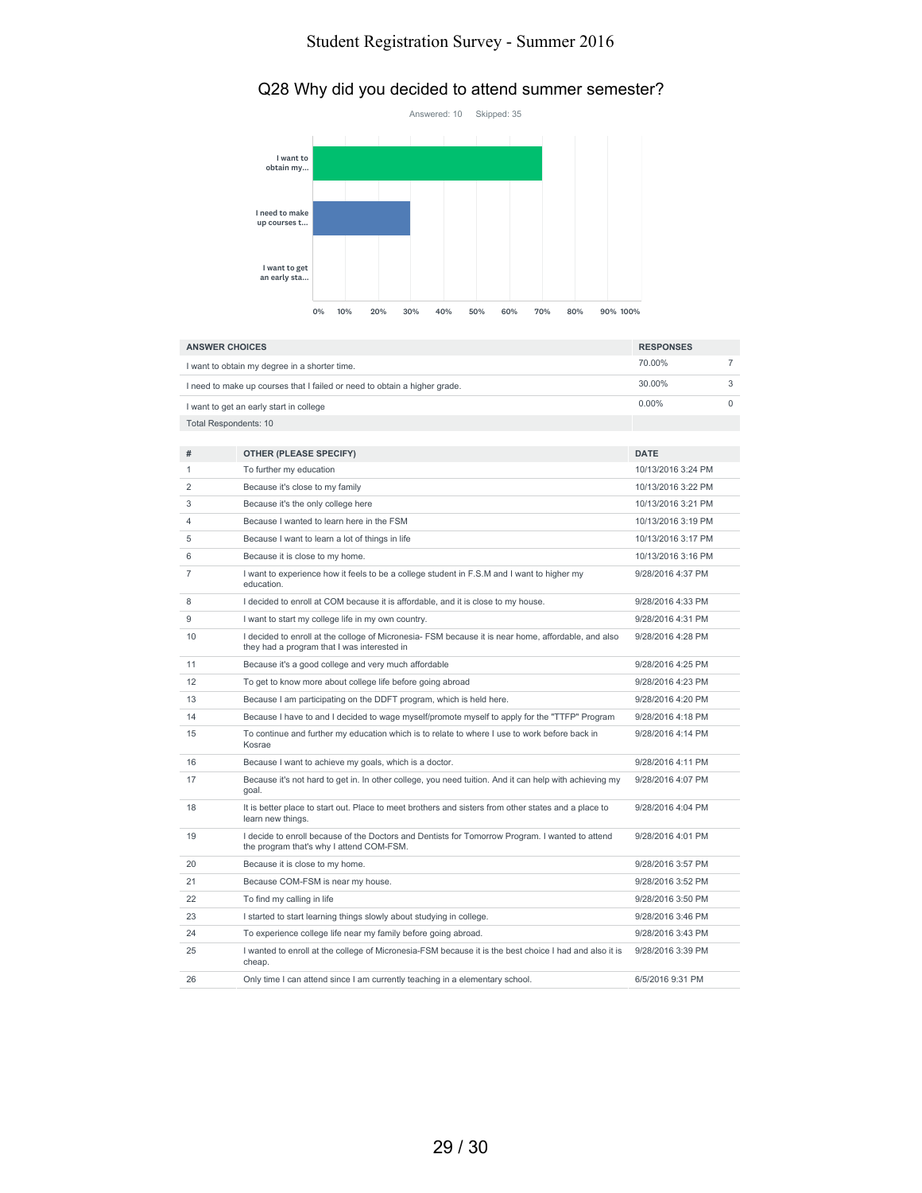# Q28 Why did you decided to attend summer semester?

Answered: 10 Skipped: 35

| ANSWER CHOICES | RESPONSES | |
|---|---|---|
| I want to obtain my degree in a shorter time. | 70.00% | 7 |
| I need to make up courses that I failed or need to obtain a higher grade. | 30.00% | 3 |
| I want to get an early start in college | 0.00% | 0 |
| Total Respondents: 10 | | |

| # | OTHER (PLEASE SPECIFY) | DATE |
|---|---|---|
| 1 | To further my education | 10/13/2016 3:24 PM |
| 2 | Because it's close to my family | 10/13/2016 3:22 PM |
| 3 | Because it's the only college here | 10/13/2016 3:21 PM |
| 4 | Because I wanted to learn here in the FSM | 10/13/2016 3:19 PM |
| 5 | Because I want to learn a lot of things in life | 10/13/2016 3:17 PM |
| 6 | Because it is close to my home. | 10/13/2016 3:16 PM |
| 7 | I want to experience how it feels to be a college student in F.S.M and I want to higher my education. | 9/28/2016 4:37 PM |
| 8 | I decided to enroll at COM because it is affordable, and it is close to my house. | 9/28/2016 4:33 PM |
| 9 | I want to start my college life in my own country. | 9/28/2016 4:31 PM |
| 10 | I decided to enroll at the colloge of Micronesia- FSM because it is near home, affordable, and also they had a program that I was interested in | 9/28/2016 4:28 PM |
| 11 | Because it's a good college and very much affordable | 9/28/2016 4:25 PM |
| 12 | To get to know more about college life before going abroad | 9/28/2016 4:23 PM |
| 13 | Because I am participating on the DDFT program, which is held here. | 9/28/2016 4:20 PM |
| 14 | Because I have to and I decided to wage myself/promote myself to apply for the "TTFP" Program | 9/28/2016 4:18 PM |
| 15 | To continue and further my education which is to relate to where I use to work before back in Kosrae | 9/28/2016 4:14 PM |
| 16 | Because I want to achieve my goals, which is a doctor. | 9/28/2016 4:11 PM |
| 17 | Because it's not hard to get in. In other college, you need tuition. And it can help with achieving my goal. | 9/28/2016 4:07 PM |
| 18 | It is better place to start out. Place to meet brothers and sisters from other states and a place to learn new things. | 9/28/2016 4:04 PM |
| 19 | I decide to enroll because of the Doctors and Dentists for Tomorrow Program. I wanted to attend the program that's why I attend COM-FSM. | 9/28/2016 4:01 PM |
| 20 | Because it is close to my home. | 9/28/2016 3:57 PM |
| 21 | Because COM-FSM is near my house. | 9/28/2016 3:52 PM |
| 22 | To find my calling in life | 9/28/2016 3:50 PM |
| 23 | I started to start learning things slowly about studying in college. | 9/28/2016 3:46 PM |
| 24 | To experience college life near my family before going abroad. | 9/28/2016 3:43 PM |
| 25 | I wanted to enroll at the college of Micronesia-FSM because it is the best choice I had and also it is cheap. | 9/28/2016 3:39 PM |
| 26 | Only time I can attend since I am currently teaching in a elementary school. | 6/5/2016 9:31 PM |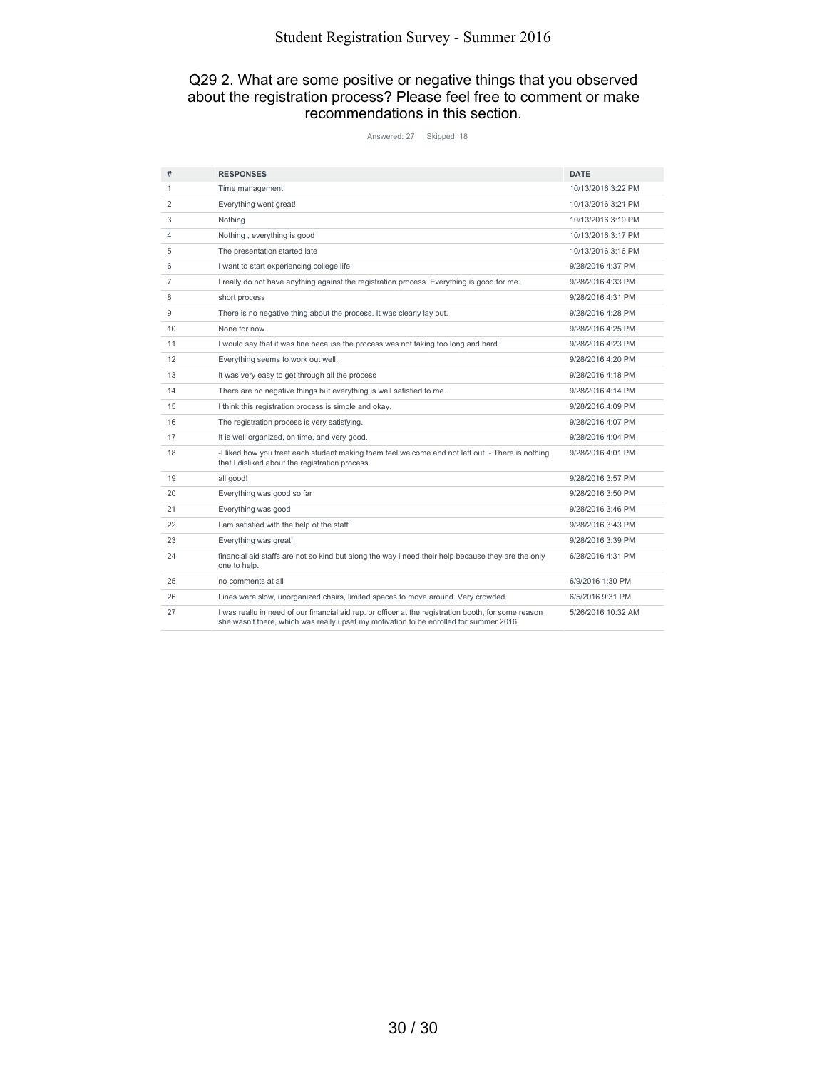Q29 2. What are some positive or negative things that you observed about the registration process? Please feel free to comment or make recommendations in this section.

Answered: 27 Skipped: 18

| # | RESPONSES | DATE |
|---|---|---|
| 1 | Time management | 10/13/2016 3:22 PM |
| 2 | Everything went great! | 10/13/2016 3:21 PM |
| 3 | Nothing | 10/13/2016 3:19 PM |
| 4 | Nothing , everything is good | 10/13/2016 3:17 PM |
| 5 | The presentation started late | 10/13/2016 3:16 PM |
| 6 | I want to start experiencing college life | 9/28/2016 4:37 PM |
| 7 | I really do not have anything against the registration process. Everything is good for me. | 9/28/2016 4:33 PM |
| 8 | short process | 9/28/2016 4:31 PM |
| 9 | There is no negative thing about the process. It was clearly lay out. | 9/28/2016 4:28 PM |
| 10 | None for now | 9/28/2016 4:25 PM |
| 11 | I would say that it was fine because the process was not taking too long and hard | 9/28/2016 4:23 PM |
| 12 | Everything seems to work out well. | 9/28/2016 4:20 PM |
| 13 | It was very easy to get through all the process | 9/28/2016 4:18 PM |
| 14 | There are no negative things but everything is well satisfied to me. | 9/28/2016 4:14 PM |
| 15 | I think this registration process is simple and okay. | 9/28/2016 4:09 PM |
| 16 | The registration process is very satisfying. | 9/28/2016 4:07 PM |
| 17 | It is well organized, on time, and very good. | 9/28/2016 4:04 PM |
| 18 | -I liked how you treat each student making them feel welcome and not left out. - There is nothing that I disliked about the registration process. | 9/28/2016 4:01 PM |
| 19 | all good! | 9/28/2016 3:57 PM |
| 20 | Everything was good so far | 9/28/2016 3:50 PM |
| 21 | Everything was good | 9/28/2016 3:46 PM |
| 22 | I am satisfied with the help of the staff | 9/28/2016 3:43 PM |
| 23 | Everything was great! | 9/28/2016 3:39 PM |
| 24 | financial aid staffs are not so kind but along the way i need their help because they are the only one to help. | 6/28/2016 4:31 PM |
| 25 | no comments at all | 6/9/2016 1:30 PM |
| 26 | Lines were slow, unorganized chairs, limited spaces to move around. Very crowded. | 6/5/2016 9:31 PM |
| 27 | I was reallu in need of our financial aid rep. or officer at the registration booth, for some reason she wasn't there, which was really upset my motivation to be enrolled for summer 2016. | 5/26/2016 10:32 AM |